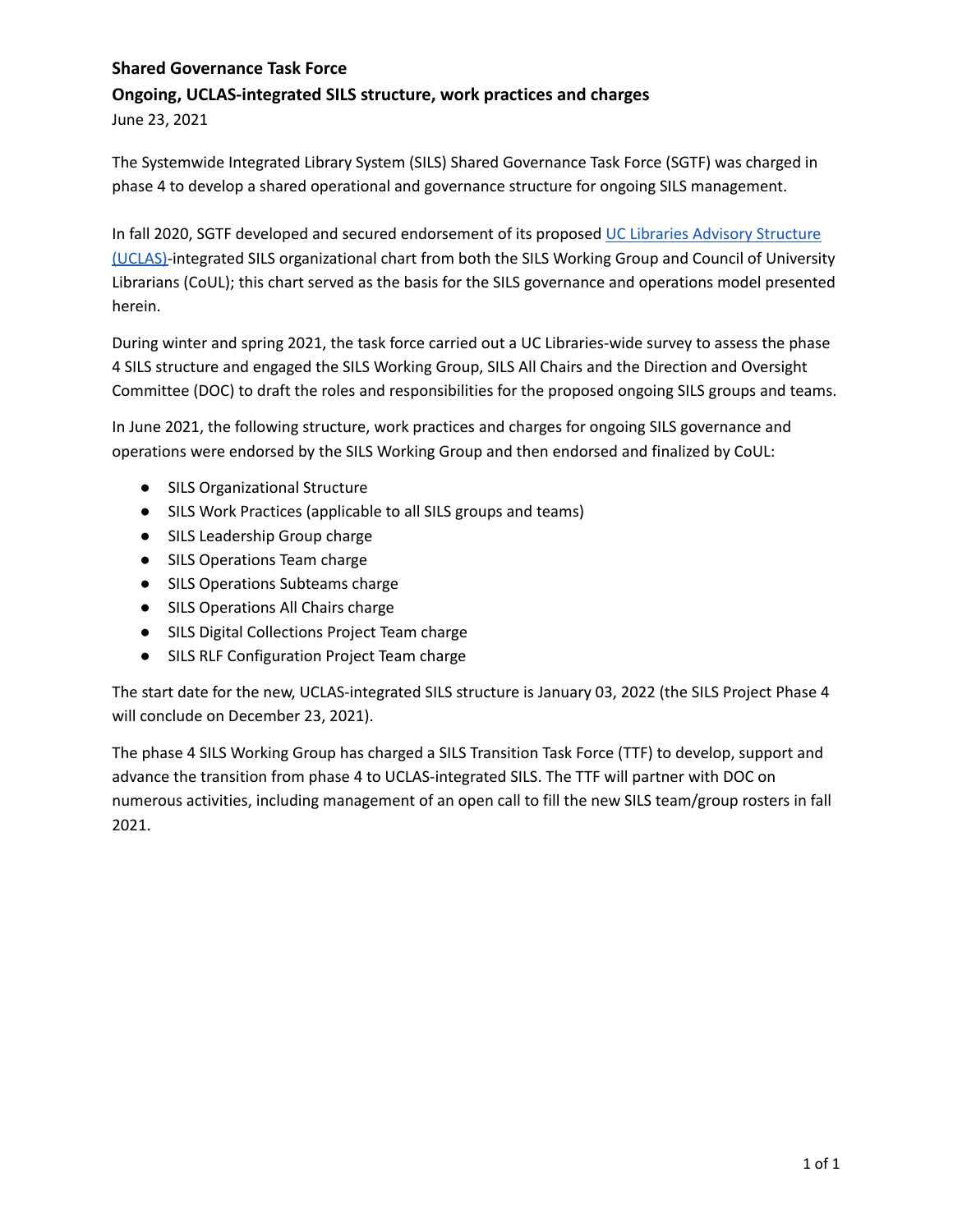**Shared Governance Task Force**

**Ongoing, UCLAS-integrated SILS structure, work practices and charges**

June 23, 2021

The Systemwide Integrated Library System (SILS) Shared Governance Task Force (SGTF) was charged in phase 4 to develop a shared operational and governance structure for ongoing SILS management.

In fall 2020, SGTF developed and secured endorsement of its proposed [UC Libraries Advisory Structure (UCLAS)](#)-integrated SILS organizational chart from both the SILS Working Group and Council of University Librarians (CoUL); this chart served as the basis for the SILS governance and operations model presented herein.

During winter and spring 2021, the task force carried out a UC Libraries-wide survey to assess the phase 4 SILS structure and engaged the SILS Working Group, SILS All Chairs and the Direction and Oversight Committee (DOC) to draft the roles and responsibilities for the proposed ongoing SILS groups and teams.

In June 2021, the following structure, work practices and charges for ongoing SILS governance and operations were endorsed by the SILS Working Group and then endorsed and finalized by CoUL:

- SILS Organizational Structure
- SILS Work Practices (applicable to all SILS groups and teams)
- SILS Leadership Group charge
- SILS Operations Team charge
- SILS Operations Subteams charge
- SILS Operations All Chairs charge
- SILS Digital Collections Project Team charge
- SILS RLF Configuration Project Team charge

The start date for the new, UCLAS-integrated SILS structure is January 03, 2022 (the SILS Project Phase 4 will conclude on December 23, 2021).

The phase 4 SILS Working Group has charged a SILS Transition Task Force (TTF) to develop, support and advance the transition from phase 4 to UCLAS-integrated SILS. The TTF will partner with DOC on numerous activities, including management of an open call to fill the new SILS team/group rosters in fall 2021.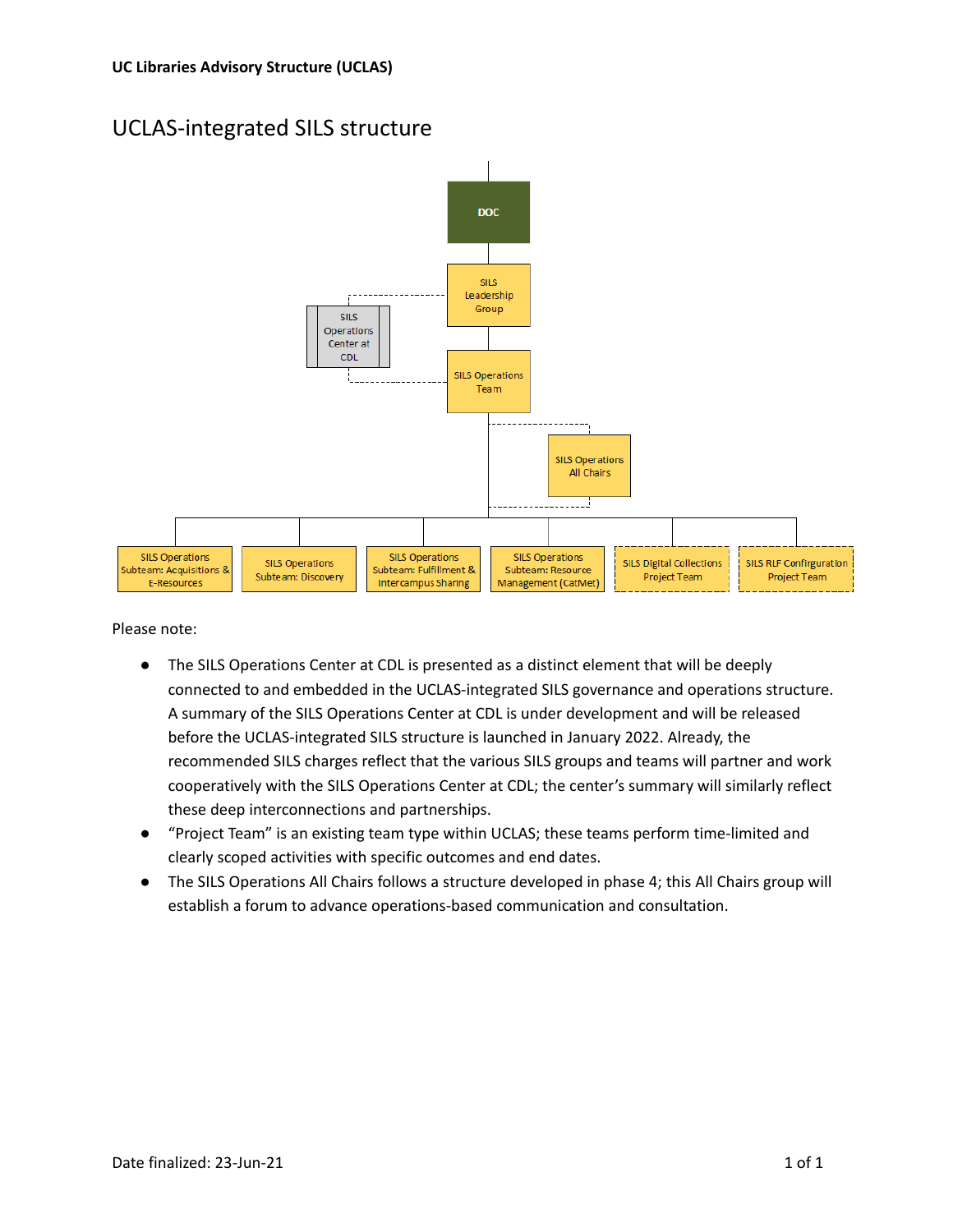## UCLAS-integrated SILS structure

DOC

SILS Leadership Group

SILS Operations Center at CDL

SILS Operations Team

SILS Operations All Chairs

SILS Operations Subteam: Acquisitions & E-Resources

SILS Operations Subteam: Discovery

SILS Operations Subteam: Fulfillment & Intercampus Sharing

SILS Operations Subteam: Resource Management (CatMet)

SILS Digital Collections Project Team

SILS RLF Configuration Project Team

Please note:

- The SILS Operations Center at CDL is presented as a distinct element that will be deeply connected to and embedded in the UCLAS-integrated SILS governance and operations structure. A summary of the SILS Operations Center at CDL is under development and will be released before the UCLAS-integrated SILS structure is launched in January 2022. Already, the recommended SILS charges reflect that the various SILS groups and teams will partner and work cooperatively with the SILS Operations Center at CDL; the center's summary will similarly reflect these deep interconnections and partnerships.
- "Project Team" is an existing team type within UCLAS; these teams perform time-limited and clearly scoped activities with specific outcomes and end dates.
- The SILS Operations All Chairs follows a structure developed in phase 4; this All Chairs group will establish a forum to advance operations-based communication and consultation.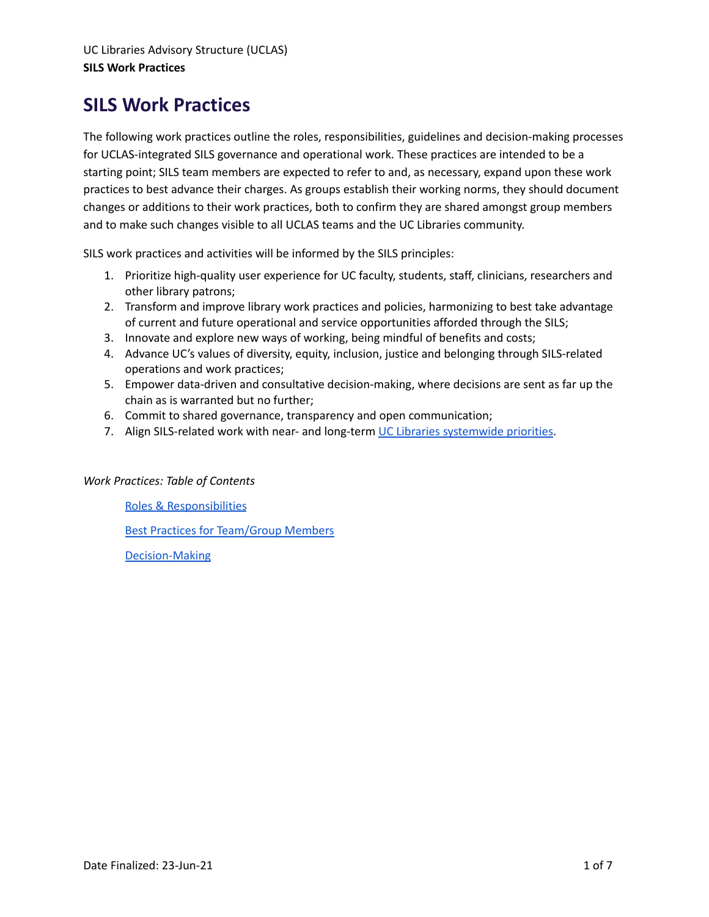# SILS Work Practices

The following work practices outline the roles, responsibilities, guidelines and decision-making processes for UCLAS-integrated SILS governance and operational work. These practices are intended to be a starting point; SILS team members are expected to refer to and, as necessary, expand upon these work practices to best advance their charges. As groups establish their working norms, they should document changes or additions to their work practices, both to confirm they are shared amongst group members and to make such changes visible to all UCLAS teams and the UC Libraries community.

SILS work practices and activities will be informed by the SILS principles:

1. Prioritize high-quality user experience for UC faculty, students, staff, clinicians, researchers and other library patrons;
2. Transform and improve library work practices and policies, harmonizing to best take advantage of current and future operational and service opportunities afforded through the SILS;
3. Innovate and explore new ways of working, being mindful of benefits and costs;
4. Advance UC's values of diversity, equity, inclusion, justice and belonging through SILS-related operations and work practices;
5. Empower data-driven and consultative decision-making, where decisions are sent as far up the chain as is warranted but no further;
6. Commit to shared governance, transparency and open communication;
7. Align SILS-related work with near- and long-term UC Libraries systemwide priorities.

*Work Practices: Table of Contents*

- Roles & Responsibilities
- Best Practices for Team/Group Members
- Decision-Making

Date Finalized: 23-Jun-21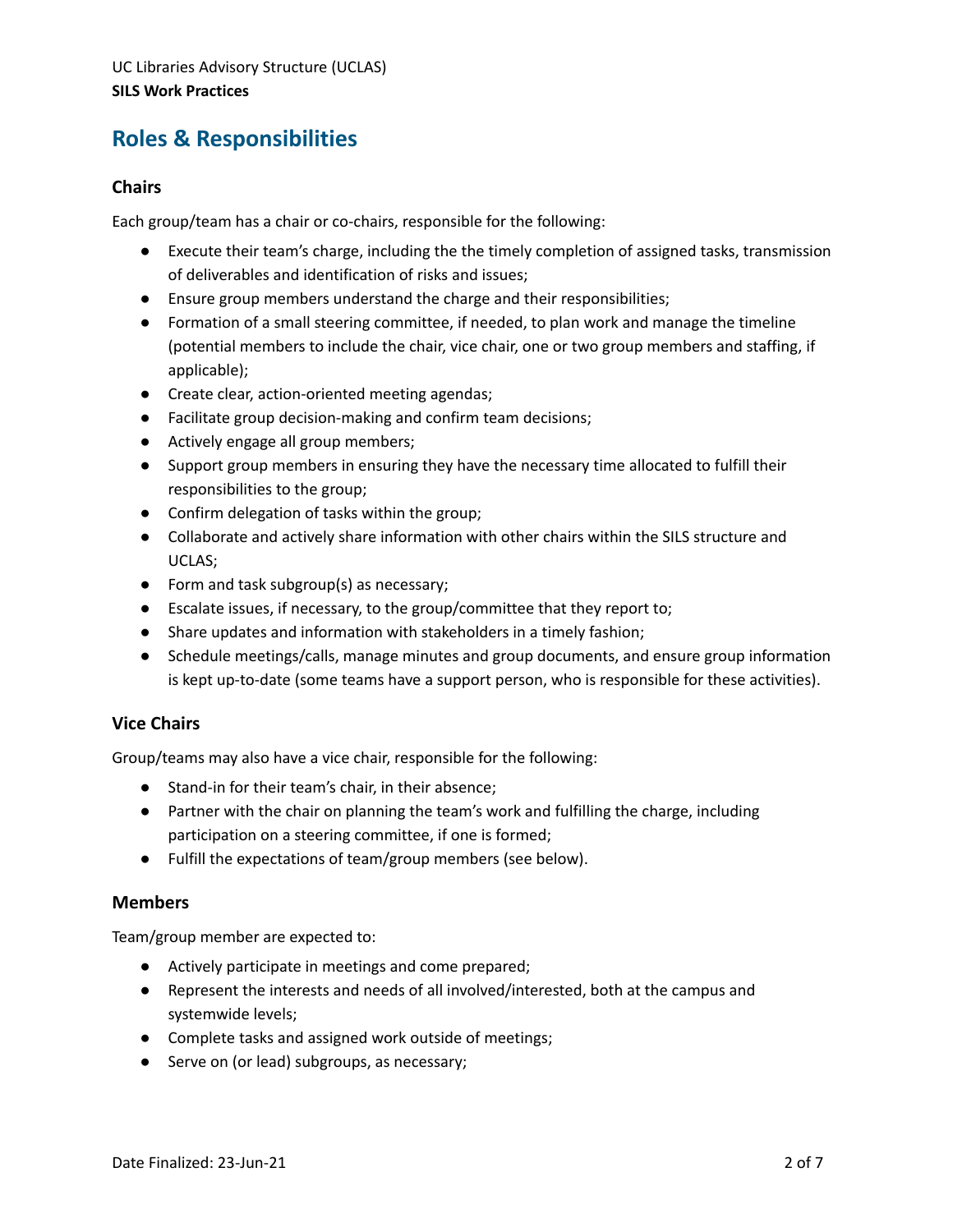## Roles & Responsibilities

### Chairs

Each group/team has a chair or co-chairs, responsible for the following:

- Execute their team's charge, including the the timely completion of assigned tasks, transmission of deliverables and identification of risks and issues;
- Ensure group members understand the charge and their responsibilities;
- Formation of a small steering committee, if needed, to plan work and manage the timeline (potential members to include the chair, vice chair, one or two group members and staffing, if applicable);
- Create clear, action-oriented meeting agendas;
- Facilitate group decision-making and confirm team decisions;
- Actively engage all group members;
- Support group members in ensuring they have the necessary time allocated to fulfill their responsibilities to the group;
- Confirm delegation of tasks within the group;
- Collaborate and actively share information with other chairs within the SILS structure and UCLAS;
- Form and task subgroup(s) as necessary;
- Escalate issues, if necessary, to the group/committee that they report to;
- Share updates and information with stakeholders in a timely fashion;
- Schedule meetings/calls, manage minutes and group documents, and ensure group information is kept up-to-date (some teams have a support person, who is responsible for these activities).

### Vice Chairs

Group/teams may also have a vice chair, responsible for the following:

- Stand-in for their team's chair, in their absence;
- Partner with the chair on planning the team's work and fulfilling the charge, including participation on a steering committee, if one is formed;
- Fulfill the expectations of team/group members (see below).

### Members

Team/group member are expected to:

- Actively participate in meetings and come prepared;
- Represent the interests and needs of all involved/interested, both at the campus and systemwide levels;
- Complete tasks and assigned work outside of meetings;
- Serve on (or lead) subgroups, as necessary;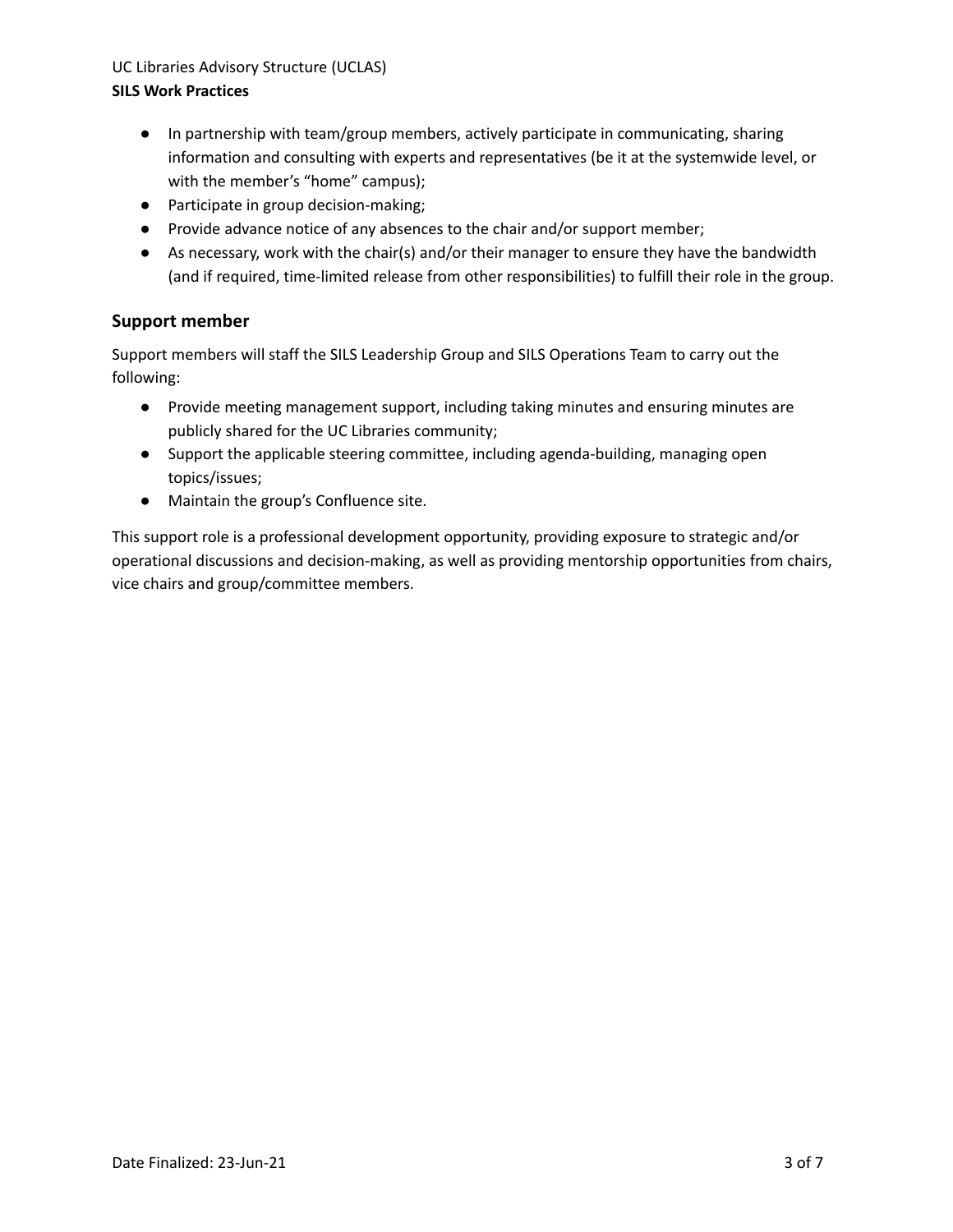- In partnership with team/group members, actively participate in communicating, sharing information and consulting with experts and representatives (be it at the systemwide level, or with the member's "home" campus);
- Participate in group decision-making;
- Provide advance notice of any absences to the chair and/or support member;
- As necessary, work with the chair(s) and/or their manager to ensure they have the bandwidth (and if required, time-limited release from other responsibilities) to fulfill their role in the group.

## Support member

Support members will staff the SILS Leadership Group and SILS Operations Team to carry out the following:

- Provide meeting management support, including taking minutes and ensuring minutes are publicly shared for the UC Libraries community;
- Support the applicable steering committee, including agenda-building, managing open topics/issues;
- Maintain the group's Confluence site.

This support role is a professional development opportunity, providing exposure to strategic and/or operational discussions and decision-making, as well as providing mentorship opportunities from chairs, vice chairs and group/committee members.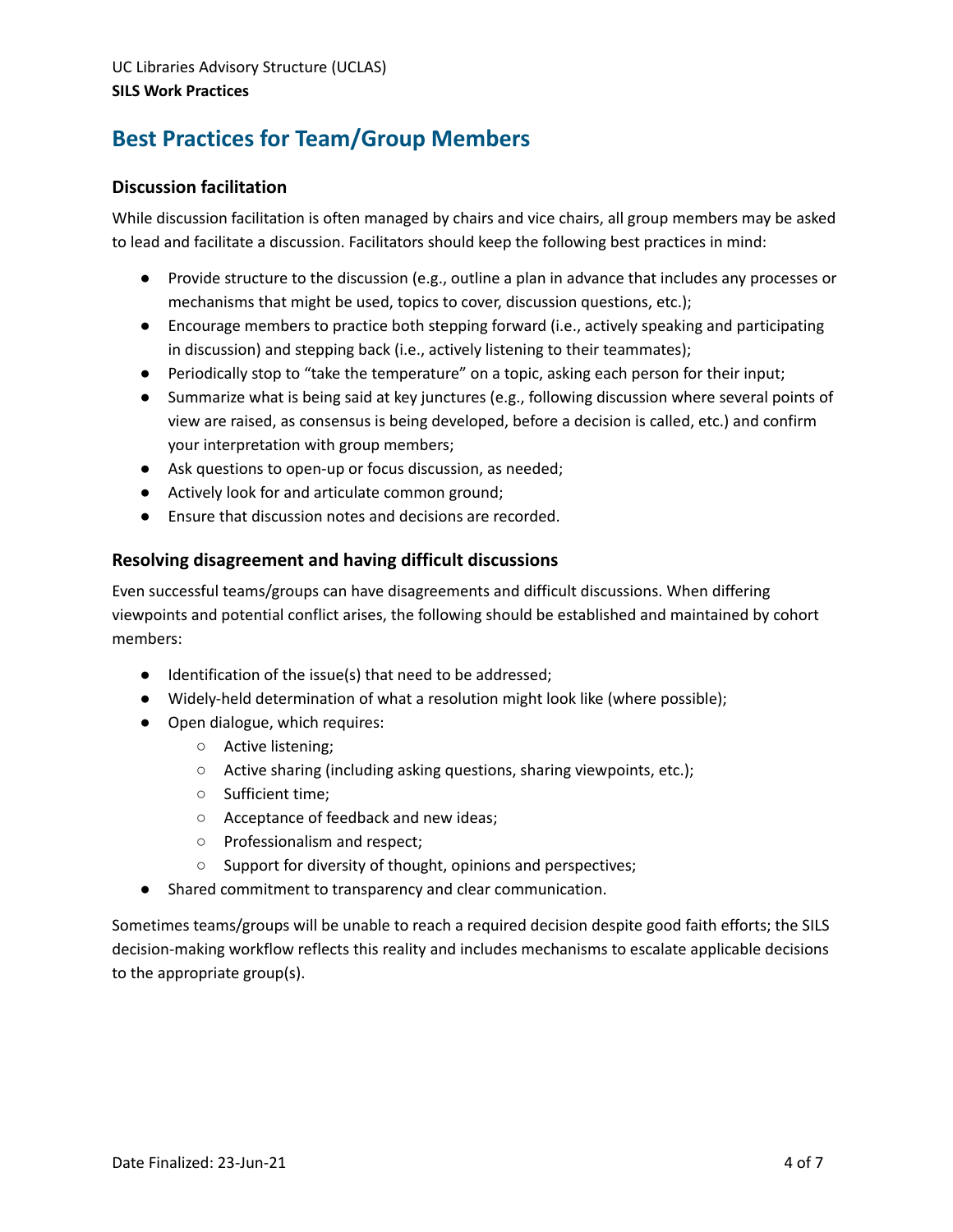UC Libraries Advisory Structure (UCLAS)

**SILS Work Practices**

## Best Practices for Team/Group Members

### Discussion facilitation

While discussion facilitation is often managed by chairs and vice chairs, all group members may be asked to lead and facilitate a discussion. Facilitators should keep the following best practices in mind:

- Provide structure to the discussion (e.g., outline a plan in advance that includes any processes or mechanisms that might be used, topics to cover, discussion questions, etc.);
- Encourage members to practice both stepping forward (i.e., actively speaking and participating in discussion) and stepping back (i.e., actively listening to their teammates);
- Periodically stop to "take the temperature" on a topic, asking each person for their input;
- Summarize what is being said at key junctures (e.g., following discussion where several points of view are raised, as consensus is being developed, before a decision is called, etc.) and confirm your interpretation with group members;
- Ask questions to open-up or focus discussion, as needed;
- Actively look for and articulate common ground;
- Ensure that discussion notes and decisions are recorded.

### Resolving disagreement and having difficult discussions

Even successful teams/groups can have disagreements and difficult discussions. When differing viewpoints and potential conflict arises, the following should be established and maintained by cohort members:

- Identification of the issue(s) that need to be addressed;
- Widely-held determination of what a resolution might look like (where possible);
- Open dialogue, which requires:
  - Active listening;
  - Active sharing (including asking questions, sharing viewpoints, etc.);
  - Sufficient time;
  - Acceptance of feedback and new ideas;
  - Professionalism and respect;
  - Support for diversity of thought, opinions and perspectives;
- Shared commitment to transparency and clear communication.

Sometimes teams/groups will be unable to reach a required decision despite good faith efforts; the SILS decision-making workflow reflects this reality and includes mechanisms to escalate applicable decisions to the appropriate group(s).

Date Finalized: 23-Jun-21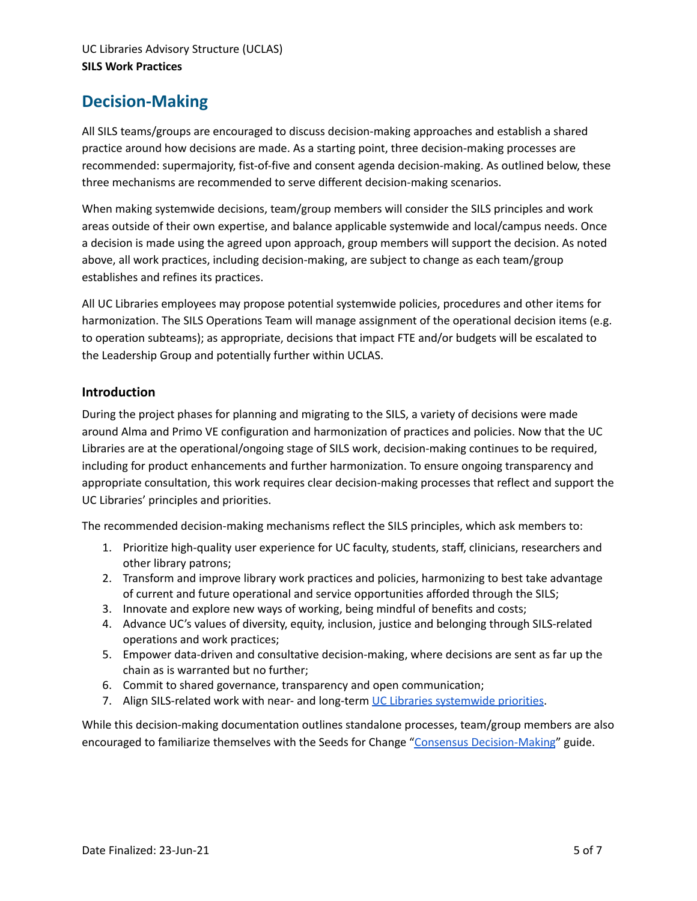## Decision-Making

All SILS teams/groups are encouraged to discuss decision-making approaches and establish a shared practice around how decisions are made. As a starting point, three decision-making processes are recommended: supermajority, fist-of-five and consent agenda decision-making. As outlined below, these three mechanisms are recommended to serve different decision-making scenarios.

When making systemwide decisions, team/group members will consider the SILS principles and work areas outside of their own expertise, and balance applicable systemwide and local/campus needs. Once a decision is made using the agreed upon approach, group members will support the decision. As noted above, all work practices, including decision-making, are subject to change as each team/group establishes and refines its practices.

All UC Libraries employees may propose potential systemwide policies, procedures and other items for harmonization. The SILS Operations Team will manage assignment of the operational decision items (e.g. to operation subteams); as appropriate, decisions that impact FTE and/or budgets will be escalated to the Leadership Group and potentially further within UCLAS.

### Introduction

During the project phases for planning and migrating to the SILS, a variety of decisions were made around Alma and Primo VE configuration and harmonization of practices and policies. Now that the UC Libraries are at the operational/ongoing stage of SILS work, decision-making continues to be required, including for product enhancements and further harmonization. To ensure ongoing transparency and appropriate consultation, this work requires clear decision-making processes that reflect and support the UC Libraries' principles and priorities.

The recommended decision-making mechanisms reflect the SILS principles, which ask members to:

1. Prioritize high-quality user experience for UC faculty, students, staff, clinicians, researchers and other library patrons;
2. Transform and improve library work practices and policies, harmonizing to best take advantage of current and future operational and service opportunities afforded through the SILS;
3. Innovate and explore new ways of working, being mindful of benefits and costs;
4. Advance UC's values of diversity, equity, inclusion, justice and belonging through SILS-related operations and work practices;
5. Empower data-driven and consultative decision-making, where decisions are sent as far up the chain as is warranted but no further;
6. Commit to shared governance, transparency and open communication;
7. Align SILS-related work with near- and long-term UC Libraries systemwide priorities.

While this decision-making documentation outlines standalone processes, team/group members are also encouraged to familiarize themselves with the Seeds for Change "Consensus Decision-Making" guide.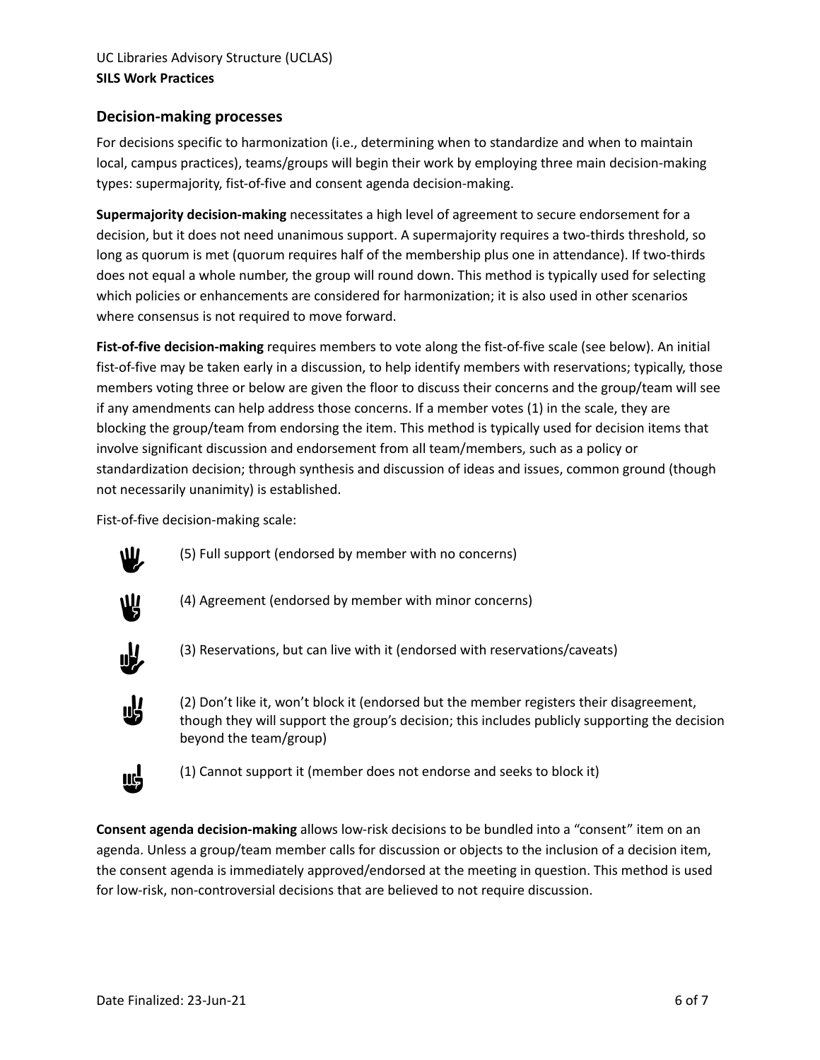## Decision-making processes

For decisions specific to harmonization (i.e., determining when to standardize and when to maintain local, campus practices), teams/groups will begin their work by employing three main decision-making types: supermajority, fist-of-five and consent agenda decision-making.

**Supermajority decision-making** necessitates a high level of agreement to secure endorsement for a decision, but it does not need unanimous support. A supermajority requires a two-thirds threshold, so long as quorum is met (quorum requires half of the membership plus one in attendance). If two-thirds does not equal a whole number, the group will round down. This method is typically used for selecting which policies or enhancements are considered for harmonization; it is also used in other scenarios where consensus is not required to move forward.

**Fist-of-five decision-making** requires members to vote along the fist-of-five scale (see below). An initial fist-of-five may be taken early in a discussion, to help identify members with reservations; typically, those members voting three or below are given the floor to discuss their concerns and the group/team will see if any amendments can help address those concerns. If a member votes (1) in the scale, they are blocking the group/team from endorsing the item. This method is typically used for decision items that involve significant discussion and endorsement from all team/members, such as a policy or standardization decision; through synthesis and discussion of ideas and issues, common ground (though not necessarily unanimity) is established.

Fist-of-five decision-making scale:

- (5) Full support (endorsed by member with no concerns)
- (4) Agreement (endorsed by member with minor concerns)
- (3) Reservations, but can live with it (endorsed with reservations/caveats)
- (2) Don't like it, won't block it (endorsed but the member registers their disagreement, though they will support the group's decision; this includes publicly supporting the decision beyond the team/group)
- (1) Cannot support it (member does not endorse and seeks to block it)

**Consent agenda decision-making** allows low-risk decisions to be bundled into a "consent" item on an agenda. Unless a group/team member calls for discussion or objects to the inclusion of a decision item, the consent agenda is immediately approved/endorsed at the meeting in question. This method is used for low-risk, non-controversial decisions that are believed to not require discussion.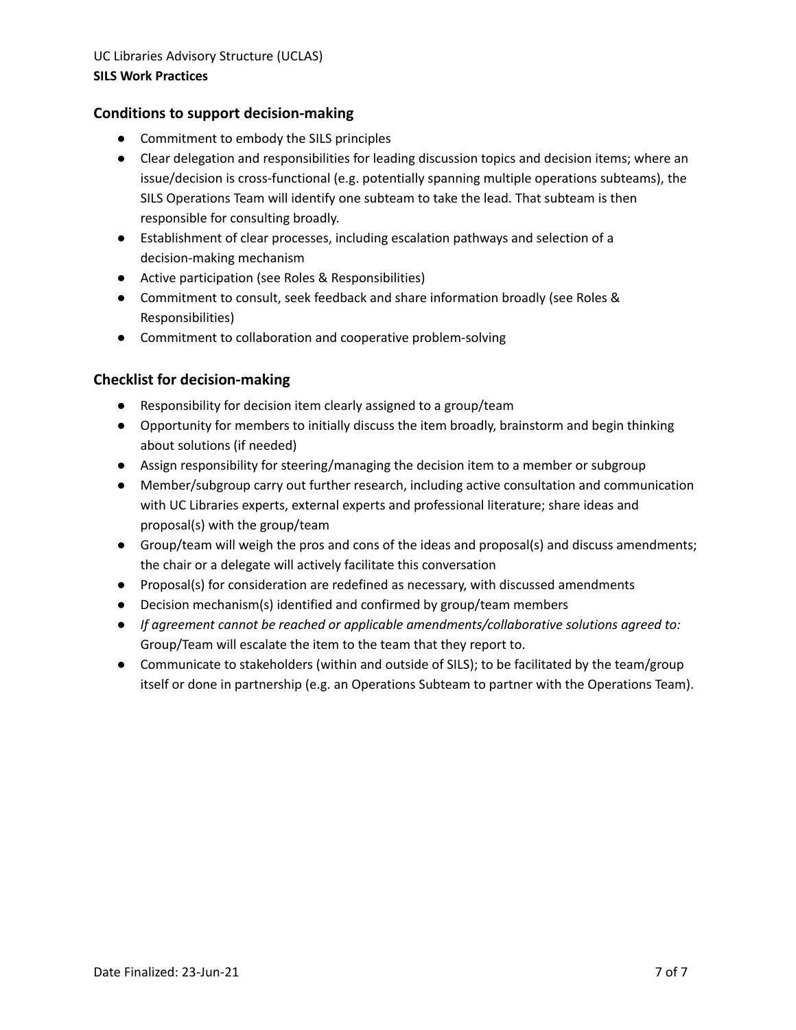## Conditions to support decision-making

- Commitment to embody the SILS principles
- Clear delegation and responsibilities for leading discussion topics and decision items; where an issue/decision is cross-functional (e.g. potentially spanning multiple operations subteams), the SILS Operations Team will identify one subteam to take the lead. That subteam is then responsible for consulting broadly.
- Establishment of clear processes, including escalation pathways and selection of a decision-making mechanism
- Active participation (see Roles & Responsibilities)
- Commitment to consult, seek feedback and share information broadly (see Roles & Responsibilities)
- Commitment to collaboration and cooperative problem-solving

## Checklist for decision-making

- Responsibility for decision item clearly assigned to a group/team
- Opportunity for members to initially discuss the item broadly, brainstorm and begin thinking about solutions (if needed)
- Assign responsibility for steering/managing the decision item to a member or subgroup
- Member/subgroup carry out further research, including active consultation and communication with UC Libraries experts, external experts and professional literature; share ideas and proposal(s) with the group/team
- Group/team will weigh the pros and cons of the ideas and proposal(s) and discuss amendments; the chair or a delegate will actively facilitate this conversation
- Proposal(s) for consideration are redefined as necessary, with discussed amendments
- Decision mechanism(s) identified and confirmed by group/team members
- *If agreement cannot be reached or applicable amendments/collaborative solutions agreed to:* Group/Team will escalate the item to the team that they report to.
- Communicate to stakeholders (within and outside of SILS); to be facilitated by the team/group itself or done in partnership (e.g. an Operations Subteam to partner with the Operations Team).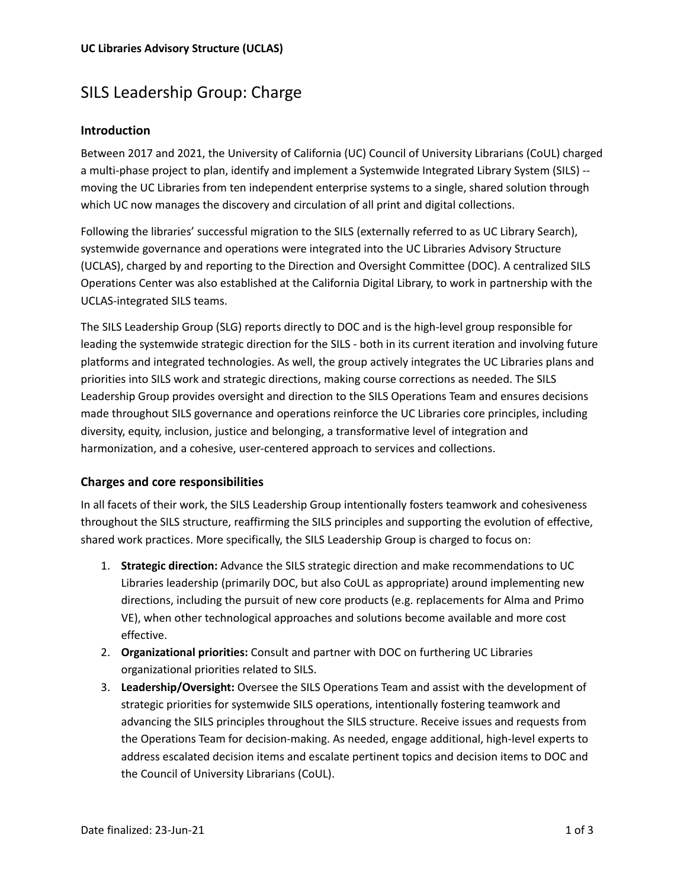**UC Libraries Advisory Structure (UCLAS)**

# SILS Leadership Group: Charge

## Introduction

Between 2017 and 2021, the University of California (UC) Council of University Librarians (CoUL) charged a multi-phase project to plan, identify and implement a Systemwide Integrated Library System (SILS) -- moving the UC Libraries from ten independent enterprise systems to a single, shared solution through which UC now manages the discovery and circulation of all print and digital collections.

Following the libraries' successful migration to the SILS (externally referred to as UC Library Search), systemwide governance and operations were integrated into the UC Libraries Advisory Structure (UCLAS), charged by and reporting to the Direction and Oversight Committee (DOC). A centralized SILS Operations Center was also established at the California Digital Library, to work in partnership with the UCLAS-integrated SILS teams.

The SILS Leadership Group (SLG) reports directly to DOC and is the high-level group responsible for leading the systemwide strategic direction for the SILS - both in its current iteration and involving future platforms and integrated technologies. As well, the group actively integrates the UC Libraries plans and priorities into SILS work and strategic directions, making course corrections as needed. The SILS Leadership Group provides oversight and direction to the SILS Operations Team and ensures decisions made throughout SILS governance and operations reinforce the UC Libraries core principles, including diversity, equity, inclusion, justice and belonging, a transformative level of integration and harmonization, and a cohesive, user-centered approach to services and collections.

## Charges and core responsibilities

In all facets of their work, the SILS Leadership Group intentionally fosters teamwork and cohesiveness throughout the SILS structure, reaffirming the SILS principles and supporting the evolution of effective, shared work practices. More specifically, the SILS Leadership Group is charged to focus on:

1. **Strategic direction:** Advance the SILS strategic direction and make recommendations to UC Libraries leadership (primarily DOC, but also CoUL as appropriate) around implementing new directions, including the pursuit of new core products (e.g. replacements for Alma and Primo VE), when other technological approaches and solutions become available and more cost effective.
2. **Organizational priorities:** Consult and partner with DOC on furthering UC Libraries organizational priorities related to SILS.
3. **Leadership/Oversight:** Oversee the SILS Operations Team and assist with the development of strategic priorities for systemwide SILS operations, intentionally fostering teamwork and advancing the SILS principles throughout the SILS structure. Receive issues and requests from the Operations Team for decision-making. As needed, engage additional, high-level experts to address escalated decision items and escalate pertinent topics and decision items to DOC and the Council of University Librarians (CoUL).

Date finalized: 23-Jun-21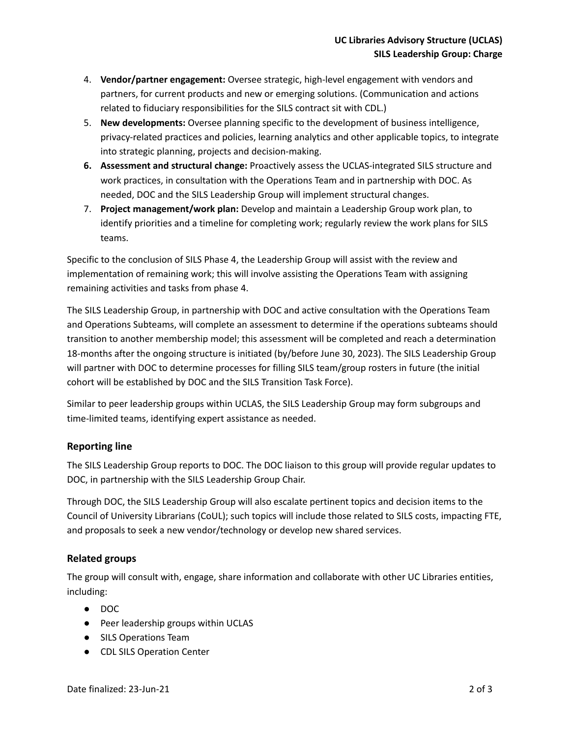4. **Vendor/partner engagement:** Oversee strategic, high-level engagement with vendors and partners, for current products and new or emerging solutions. (Communication and actions related to fiduciary responsibilities for the SILS contract sit with CDL.)
5. **New developments:** Oversee planning specific to the development of business intelligence, privacy-related practices and policies, learning analytics and other applicable topics, to integrate into strategic planning, projects and decision-making.
6. **Assessment and structural change:** Proactively assess the UCLAS-integrated SILS structure and work practices, in consultation with the Operations Team and in partnership with DOC. As needed, DOC and the SILS Leadership Group will implement structural changes.
7. **Project management/work plan:** Develop and maintain a Leadership Group work plan, to identify priorities and a timeline for completing work; regularly review the work plans for SILS teams.

Specific to the conclusion of SILS Phase 4, the Leadership Group will assist with the review and implementation of remaining work; this will involve assisting the Operations Team with assigning remaining activities and tasks from phase 4.

The SILS Leadership Group, in partnership with DOC and active consultation with the Operations Team and Operations Subteams, will complete an assessment to determine if the operations subteams should transition to another membership model; this assessment will be completed and reach a determination 18-months after the ongoing structure is initiated (by/before June 30, 2023). The SILS Leadership Group will partner with DOC to determine processes for filling SILS team/group rosters in future (the initial cohort will be established by DOC and the SILS Transition Task Force).

Similar to peer leadership groups within UCLAS, the SILS Leadership Group may form subgroups and time-limited teams, identifying expert assistance as needed.

## Reporting line

The SILS Leadership Group reports to DOC. The DOC liaison to this group will provide regular updates to DOC, in partnership with the SILS Leadership Group Chair.

Through DOC, the SILS Leadership Group will also escalate pertinent topics and decision items to the Council of University Librarians (CoUL); such topics will include those related to SILS costs, impacting FTE, and proposals to seek a new vendor/technology or develop new shared services.

## Related groups

The group will consult with, engage, share information and collaborate with other UC Libraries entities, including:

- DOC
- Peer leadership groups within UCLAS
- SILS Operations Team
- CDL SILS Operation Center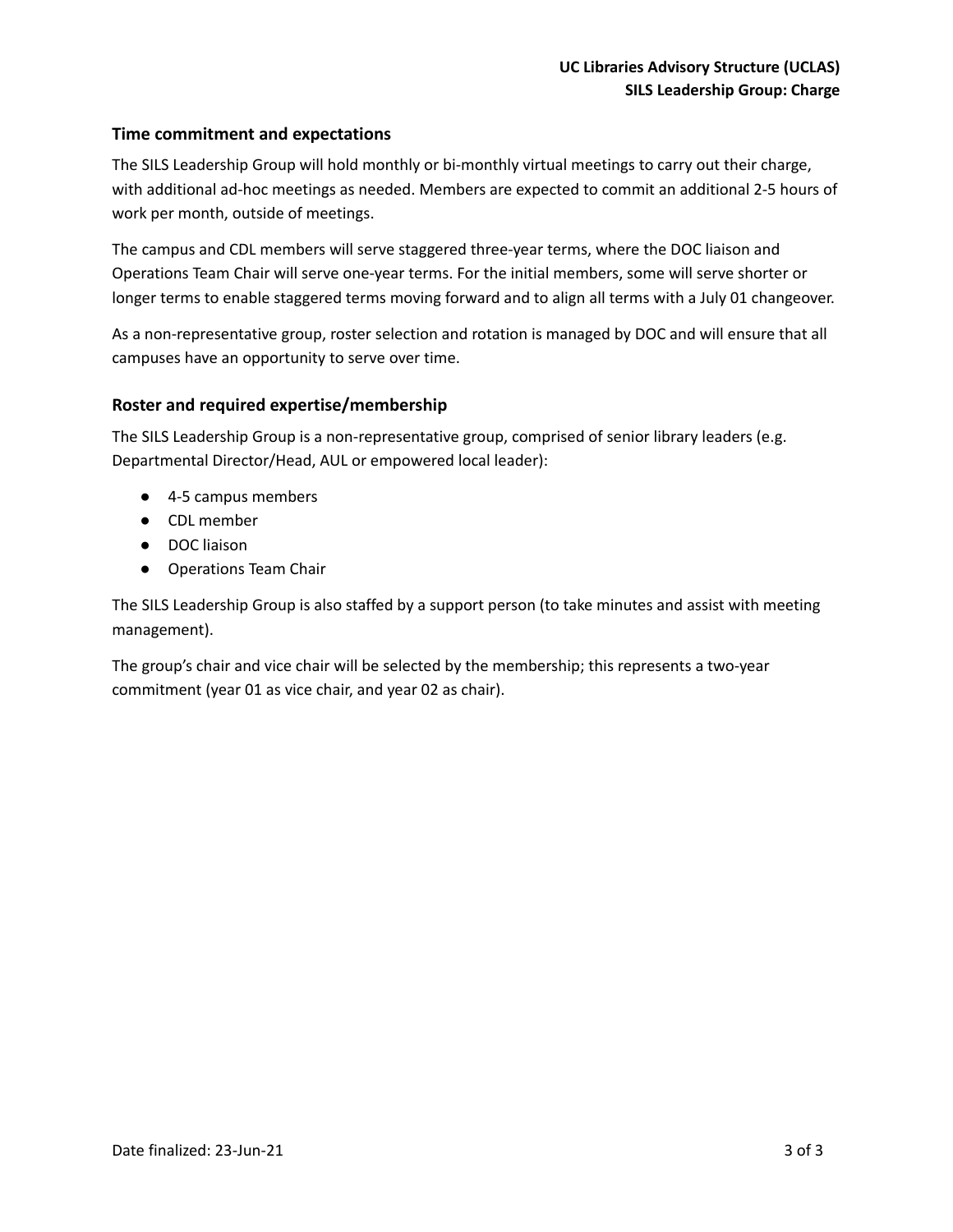## Time commitment and expectations

The SILS Leadership Group will hold monthly or bi-monthly virtual meetings to carry out their charge, with additional ad-hoc meetings as needed. Members are expected to commit an additional 2-5 hours of work per month, outside of meetings.

The campus and CDL members will serve staggered three-year terms, where the DOC liaison and Operations Team Chair will serve one-year terms. For the initial members, some will serve shorter or longer terms to enable staggered terms moving forward and to align all terms with a July 01 changeover.

As a non-representative group, roster selection and rotation is managed by DOC and will ensure that all campuses have an opportunity to serve over time.

## Roster and required expertise/membership

The SILS Leadership Group is a non-representative group, comprised of senior library leaders (e.g. Departmental Director/Head, AUL or empowered local leader):

- 4-5 campus members
- CDL member
- DOC liaison
- Operations Team Chair

The SILS Leadership Group is also staffed by a support person (to take minutes and assist with meeting management).

The group's chair and vice chair will be selected by the membership; this represents a two-year commitment (year 01 as vice chair, and year 02 as chair).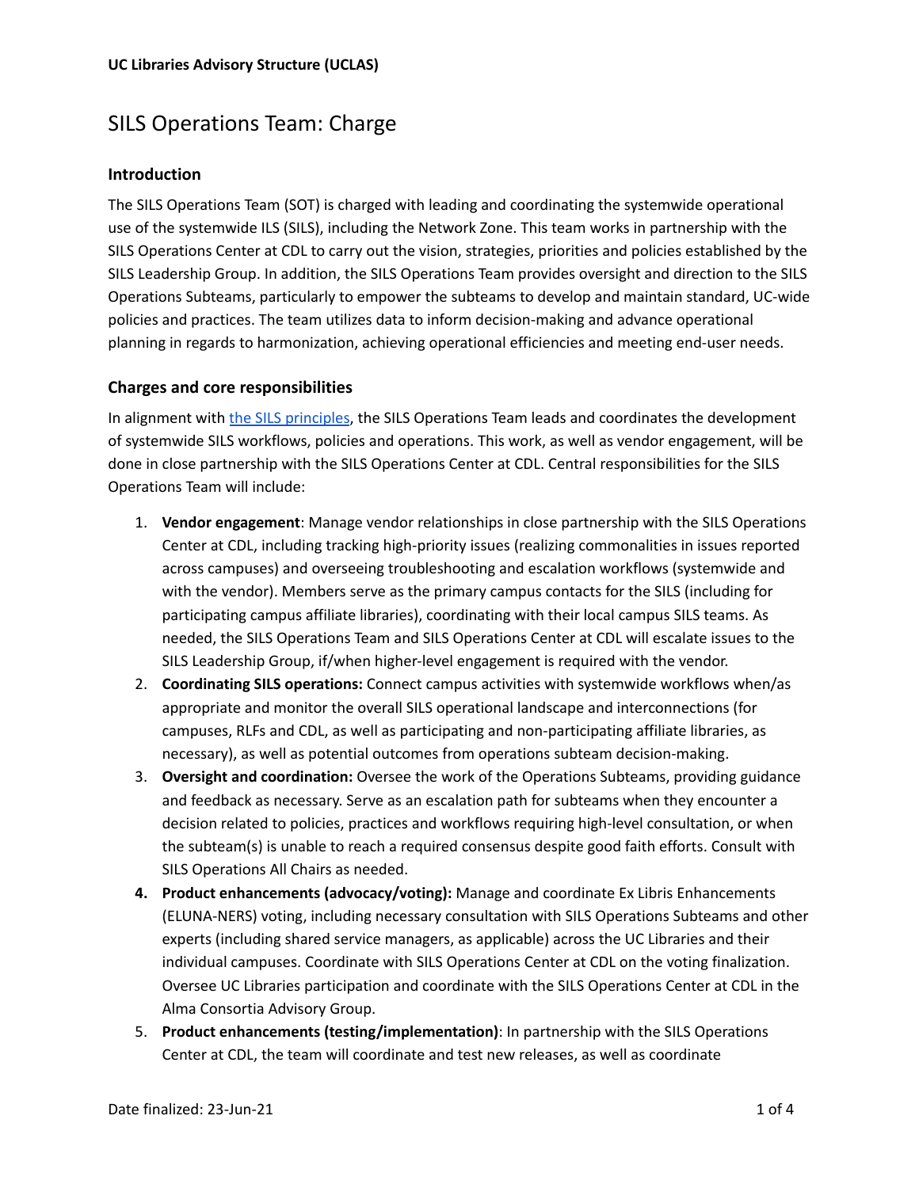**UC Libraries Advisory Structure (UCLAS)**

# SILS Operations Team: Charge

## Introduction

The SILS Operations Team (SOT) is charged with leading and coordinating the systemwide operational use of the systemwide ILS (SILS), including the Network Zone. This team works in partnership with the SILS Operations Center at CDL to carry out the vision, strategies, priorities and policies established by the SILS Leadership Group. In addition, the SILS Operations Team provides oversight and direction to the SILS Operations Subteams, particularly to empower the subteams to develop and maintain standard, UC-wide policies and practices. The team utilizes data to inform decision-making and advance operational planning in regards to harmonization, achieving operational efficiencies and meeting end-user needs.

## Charges and core responsibilities

In alignment with the SILS principles, the SILS Operations Team leads and coordinates the development of systemwide SILS workflows, policies and operations. This work, as well as vendor engagement, will be done in close partnership with the SILS Operations Center at CDL. Central responsibilities for the SILS Operations Team will include:

1. **Vendor engagement**: Manage vendor relationships in close partnership with the SILS Operations Center at CDL, including tracking high-priority issues (realizing commonalities in issues reported across campuses) and overseeing troubleshooting and escalation workflows (systemwide and with the vendor). Members serve as the primary campus contacts for the SILS (including for participating campus affiliate libraries), coordinating with their local campus SILS teams. As needed, the SILS Operations Team and SILS Operations Center at CDL will escalate issues to the SILS Leadership Group, if/when higher-level engagement is required with the vendor.
2. **Coordinating SILS operations:** Connect campus activities with systemwide workflows when/as appropriate and monitor the overall SILS operational landscape and interconnections (for campuses, RLFs and CDL, as well as participating and non-participating affiliate libraries, as necessary), as well as potential outcomes from operations subteam decision-making.
3. **Oversight and coordination:** Oversee the work of the Operations Subteams, providing guidance and feedback as necessary. Serve as an escalation path for subteams when they encounter a decision related to policies, practices and workflows requiring high-level consultation, or when the subteam(s) is unable to reach a required consensus despite good faith efforts. Consult with SILS Operations All Chairs as needed.
4. **Product enhancements (advocacy/voting):** Manage and coordinate Ex Libris Enhancements (ELUNA-NERS) voting, including necessary consultation with SILS Operations Subteams and other experts (including shared service managers, as applicable) across the UC Libraries and their individual campuses. Coordinate with SILS Operations Center at CDL on the voting finalization. Oversee UC Libraries participation and coordinate with the SILS Operations Center at CDL in the Alma Consortia Advisory Group.
5. **Product enhancements (testing/implementation)**: In partnership with the SILS Operations Center at CDL, the team will coordinate and test new releases, as well as coordinate

Date finalized: 23-Jun-21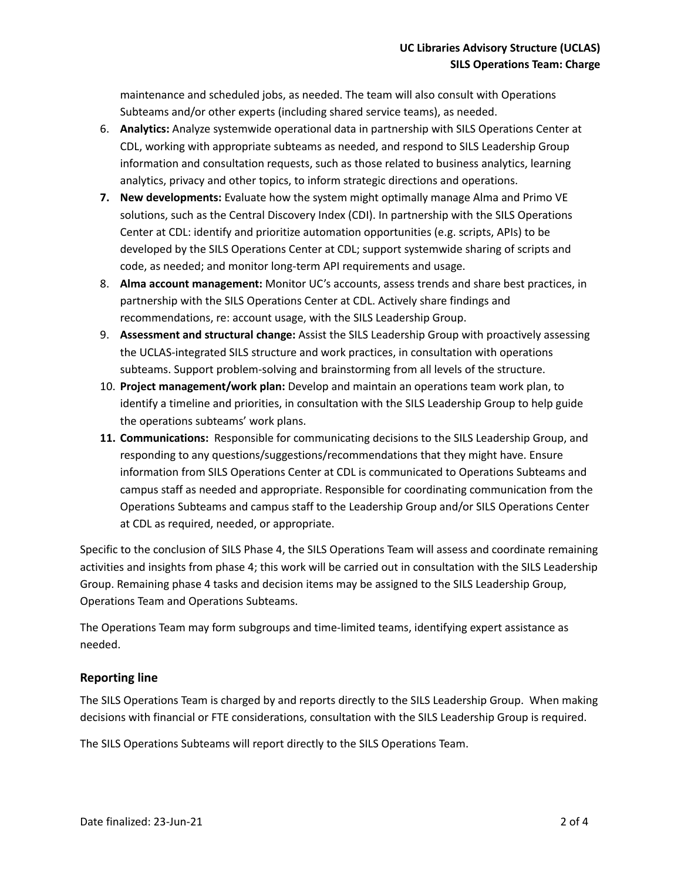maintenance and scheduled jobs, as needed. The team will also consult with Operations Subteams and/or other experts (including shared service teams), as needed.

6. **Analytics:** Analyze systemwide operational data in partnership with SILS Operations Center at CDL, working with appropriate subteams as needed, and respond to SILS Leadership Group information and consultation requests, such as those related to business analytics, learning analytics, privacy and other topics, to inform strategic directions and operations.
7. **New developments:** Evaluate how the system might optimally manage Alma and Primo VE solutions, such as the Central Discovery Index (CDI). In partnership with the SILS Operations Center at CDL: identify and prioritize automation opportunities (e.g. scripts, APIs) to be developed by the SILS Operations Center at CDL; support systemwide sharing of scripts and code, as needed; and monitor long-term API requirements and usage.
8. **Alma account management:** Monitor UC's accounts, assess trends and share best practices, in partnership with the SILS Operations Center at CDL. Actively share findings and recommendations, re: account usage, with the SILS Leadership Group.
9. **Assessment and structural change:** Assist the SILS Leadership Group with proactively assessing the UCLAS-integrated SILS structure and work practices, in consultation with operations subteams. Support problem-solving and brainstorming from all levels of the structure.
10. **Project management/work plan:** Develop and maintain an operations team work plan, to identify a timeline and priorities, in consultation with the SILS Leadership Group to help guide the operations subteams' work plans.
11. **Communications:** Responsible for communicating decisions to the SILS Leadership Group, and responding to any questions/suggestions/recommendations that they might have. Ensure information from SILS Operations Center at CDL is communicated to Operations Subteams and campus staff as needed and appropriate. Responsible for coordinating communication from the Operations Subteams and campus staff to the Leadership Group and/or SILS Operations Center at CDL as required, needed, or appropriate.

Specific to the conclusion of SILS Phase 4, the SILS Operations Team will assess and coordinate remaining activities and insights from phase 4; this work will be carried out in consultation with the SILS Leadership Group. Remaining phase 4 tasks and decision items may be assigned to the SILS Leadership Group, Operations Team and Operations Subteams.

The Operations Team may form subgroups and time-limited teams, identifying expert assistance as needed.

## Reporting line

The SILS Operations Team is charged by and reports directly to the SILS Leadership Group. When making decisions with financial or FTE considerations, consultation with the SILS Leadership Group is required.

The SILS Operations Subteams will report directly to the SILS Operations Team.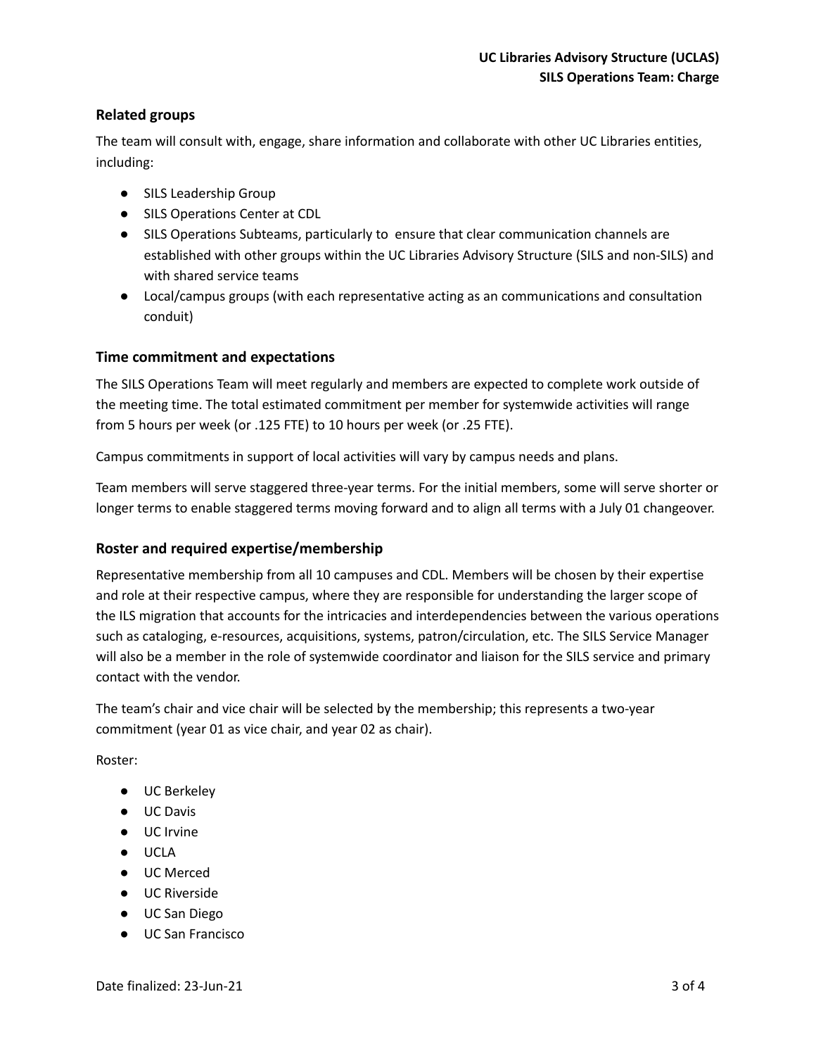## Related groups

The team will consult with, engage, share information and collaborate with other UC Libraries entities, including:

- SILS Leadership Group
- SILS Operations Center at CDL
- SILS Operations Subteams, particularly to ensure that clear communication channels are established with other groups within the UC Libraries Advisory Structure (SILS and non-SILS) and with shared service teams
- Local/campus groups (with each representative acting as an communications and consultation conduit)

## Time commitment and expectations

The SILS Operations Team will meet regularly and members are expected to complete work outside of the meeting time. The total estimated commitment per member for systemwide activities will range from 5 hours per week (or .125 FTE) to 10 hours per week (or .25 FTE).

Campus commitments in support of local activities will vary by campus needs and plans.

Team members will serve staggered three-year terms. For the initial members, some will serve shorter or longer terms to enable staggered terms moving forward and to align all terms with a July 01 changeover.

## Roster and required expertise/membership

Representative membership from all 10 campuses and CDL. Members will be chosen by their expertise and role at their respective campus, where they are responsible for understanding the larger scope of the ILS migration that accounts for the intricacies and interdependencies between the various operations such as cataloging, e-resources, acquisitions, systems, patron/circulation, etc. The SILS Service Manager will also be a member in the role of systemwide coordinator and liaison for the SILS service and primary contact with the vendor.

The team's chair and vice chair will be selected by the membership; this represents a two-year commitment (year 01 as vice chair, and year 02 as chair).

Roster:

- UC Berkeley
- UC Davis
- UC Irvine
- UCLA
- UC Merced
- UC Riverside
- UC San Diego
- UC San Francisco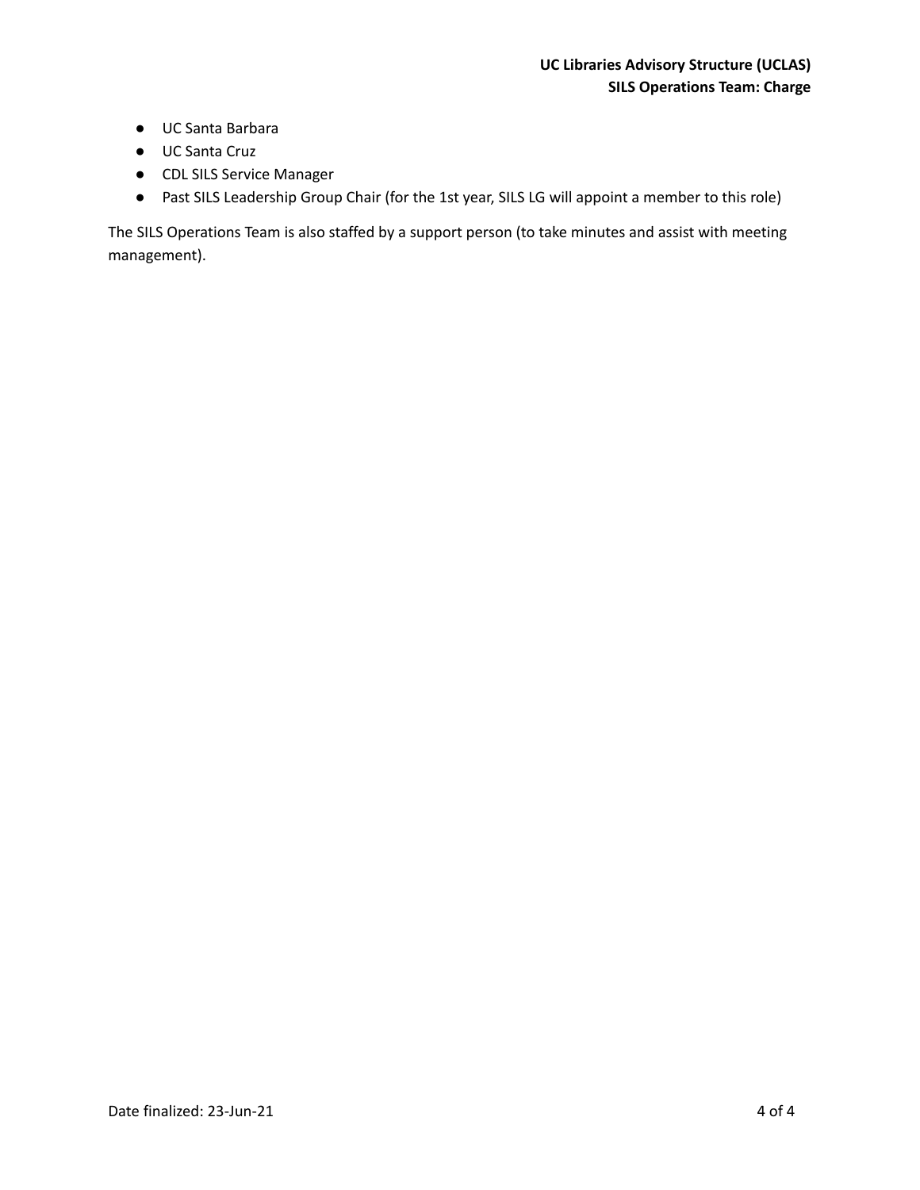- UC Santa Barbara
- UC Santa Cruz
- CDL SILS Service Manager
- Past SILS Leadership Group Chair (for the 1st year, SILS LG will appoint a member to this role)

The SILS Operations Team is also staffed by a support person (to take minutes and assist with meeting management).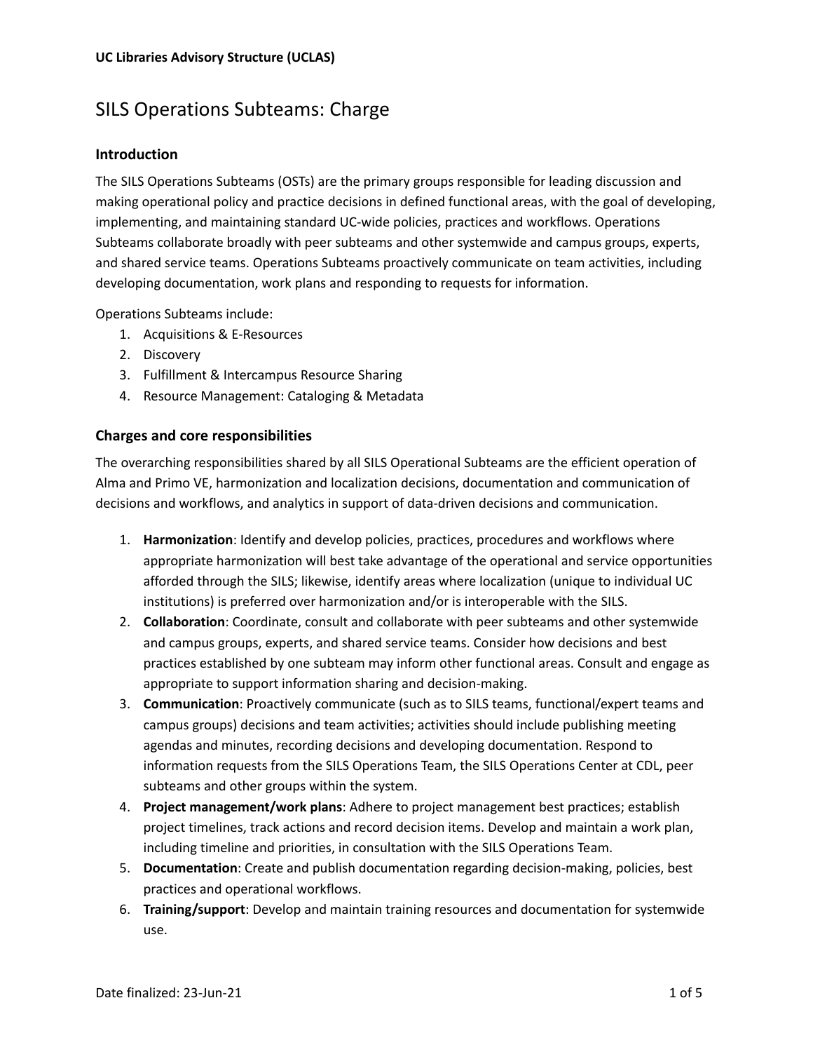**UC Libraries Advisory Structure (UCLAS)**

# SILS Operations Subteams: Charge

## Introduction

The SILS Operations Subteams (OSTs) are the primary groups responsible for leading discussion and making operational policy and practice decisions in defined functional areas, with the goal of developing, implementing, and maintaining standard UC-wide policies, practices and workflows. Operations Subteams collaborate broadly with peer subteams and other systemwide and campus groups, experts, and shared service teams. Operations Subteams proactively communicate on team activities, including developing documentation, work plans and responding to requests for information.

Operations Subteams include:

1. Acquisitions & E-Resources
2. Discovery
3. Fulfillment & Intercampus Resource Sharing
4. Resource Management: Cataloging & Metadata

## Charges and core responsibilities

The overarching responsibilities shared by all SILS Operational Subteams are the efficient operation of Alma and Primo VE, harmonization and localization decisions, documentation and communication of decisions and workflows, and analytics in support of data-driven decisions and communication.

1. **Harmonization**: Identify and develop policies, practices, procedures and workflows where appropriate harmonization will best take advantage of the operational and service opportunities afforded through the SILS; likewise, identify areas where localization (unique to individual UC institutions) is preferred over harmonization and/or is interoperable with the SILS.
2. **Collaboration**: Coordinate, consult and collaborate with peer subteams and other systemwide and campus groups, experts, and shared service teams. Consider how decisions and best practices established by one subteam may inform other functional areas. Consult and engage as appropriate to support information sharing and decision-making.
3. **Communication**: Proactively communicate (such as to SILS teams, functional/expert teams and campus groups) decisions and team activities; activities should include publishing meeting agendas and minutes, recording decisions and developing documentation. Respond to information requests from the SILS Operations Team, the SILS Operations Center at CDL, peer subteams and other groups within the system.
4. **Project management/work plans**: Adhere to project management best practices; establish project timelines, track actions and record decision items. Develop and maintain a work plan, including timeline and priorities, in consultation with the SILS Operations Team.
5. **Documentation**: Create and publish documentation regarding decision-making, policies, best practices and operational workflows.
6. **Training/support**: Develop and maintain training resources and documentation for systemwide use.

Date finalized: 23-Jun-21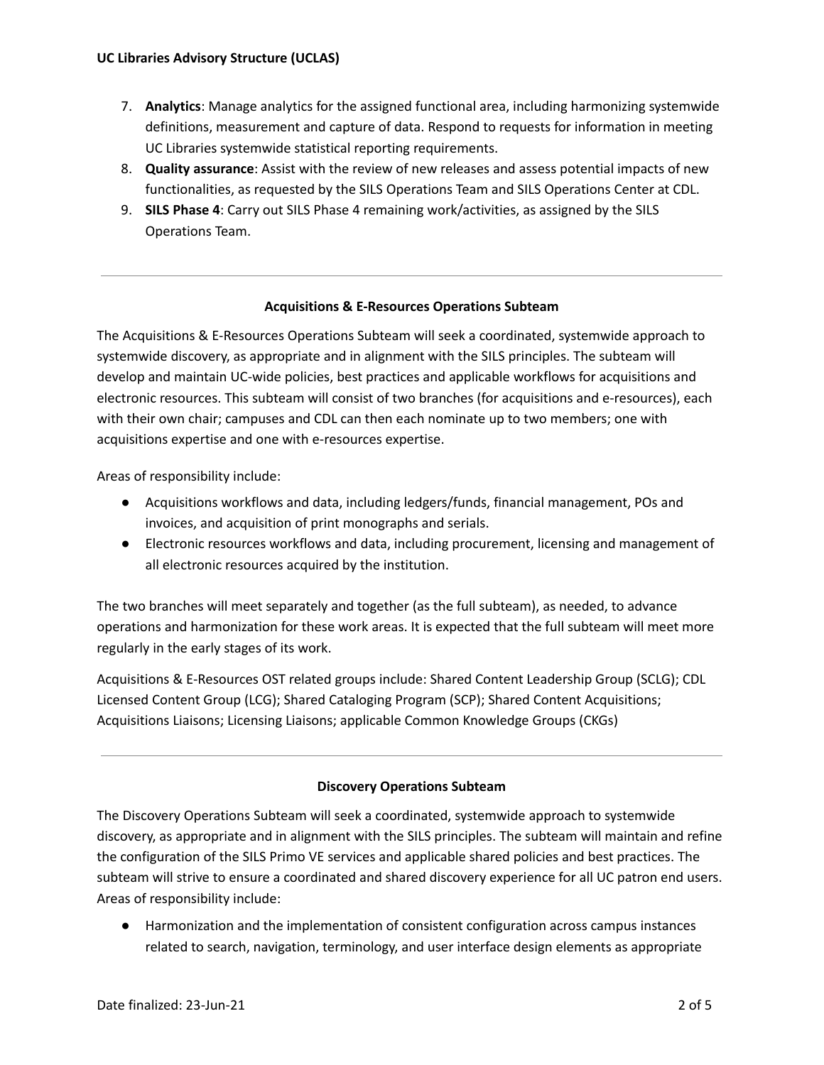7. **Analytics**: Manage analytics for the assigned functional area, including harmonizing systemwide definitions, measurement and capture of data. Respond to requests for information in meeting UC Libraries systemwide statistical reporting requirements.
8. **Quality assurance**: Assist with the review of new releases and assess potential impacts of new functionalities, as requested by the SILS Operations Team and SILS Operations Center at CDL.
9. **SILS Phase 4**: Carry out SILS Phase 4 remaining work/activities, as assigned by the SILS Operations Team.

---

### Acquisitions & E-Resources Operations Subteam

The Acquisitions & E-Resources Operations Subteam will seek a coordinated, systemwide approach to systemwide discovery, as appropriate and in alignment with the SILS principles. The subteam will develop and maintain UC-wide policies, best practices and applicable workflows for acquisitions and electronic resources. This subteam will consist of two branches (for acquisitions and e-resources), each with their own chair; campuses and CDL can then each nominate up to two members; one with acquisitions expertise and one with e-resources expertise.

Areas of responsibility include:

- Acquisitions workflows and data, including ledgers/funds, financial management, POs and invoices, and acquisition of print monographs and serials.
- Electronic resources workflows and data, including procurement, licensing and management of all electronic resources acquired by the institution.

The two branches will meet separately and together (as the full subteam), as needed, to advance operations and harmonization for these work areas. It is expected that the full subteam will meet more regularly in the early stages of its work.

Acquisitions & E-Resources OST related groups include: Shared Content Leadership Group (SCLG); CDL Licensed Content Group (LCG); Shared Cataloging Program (SCP); Shared Content Acquisitions; Acquisitions Liaisons; Licensing Liaisons; applicable Common Knowledge Groups (CKGs)

---

### Discovery Operations Subteam

The Discovery Operations Subteam will seek a coordinated, systemwide approach to systemwide discovery, as appropriate and in alignment with the SILS principles. The subteam will maintain and refine the configuration of the SILS Primo VE services and applicable shared policies and best practices. The subteam will strive to ensure a coordinated and shared discovery experience for all UC patron end users. Areas of responsibility include:

- Harmonization and the implementation of consistent configuration across campus instances related to search, navigation, terminology, and user interface design elements as appropriate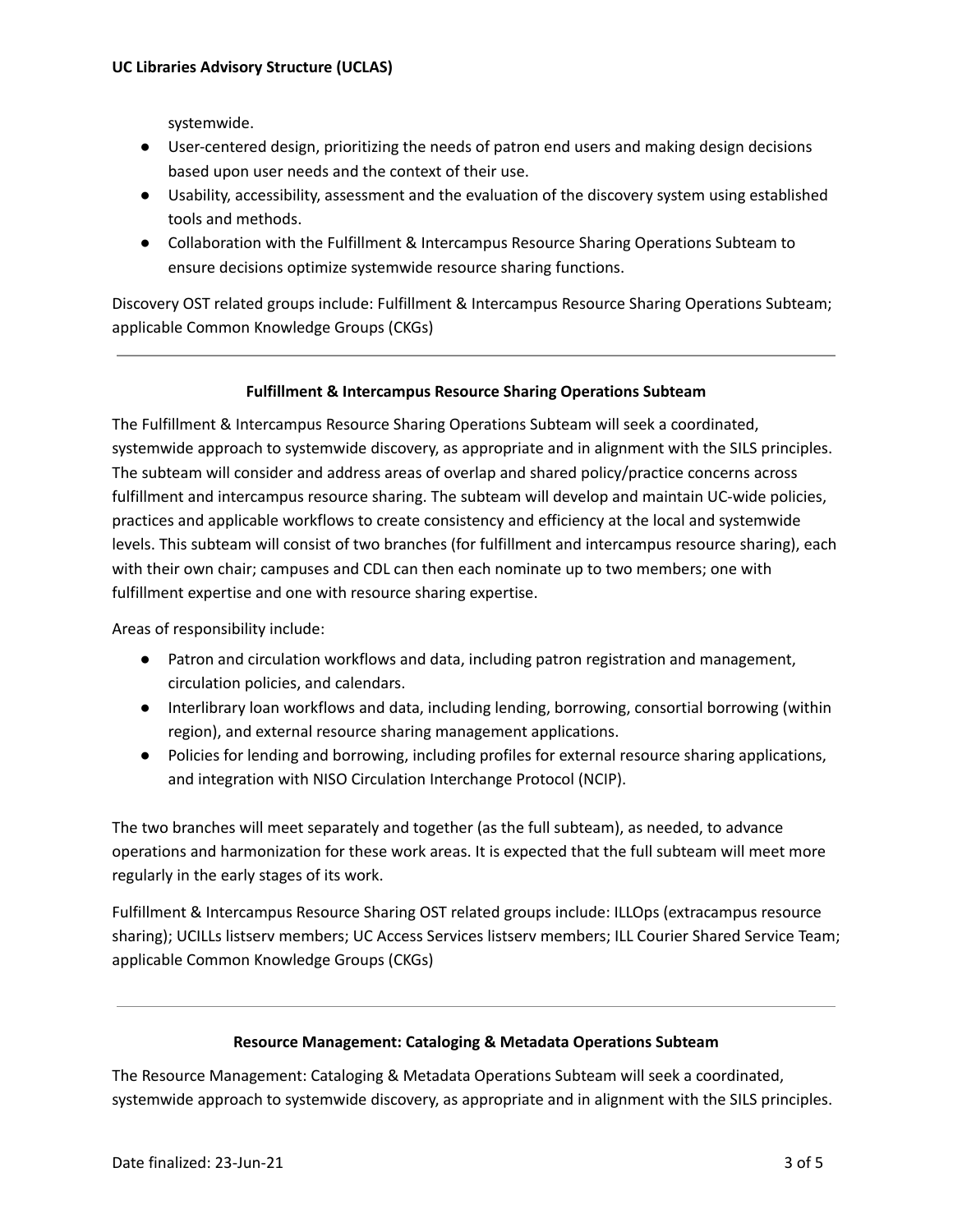systemwide.

- User-centered design, prioritizing the needs of patron end users and making design decisions based upon user needs and the context of their use.
- Usability, accessibility, assessment and the evaluation of the discovery system using established tools and methods.
- Collaboration with the Fulfillment & Intercampus Resource Sharing Operations Subteam to ensure decisions optimize systemwide resource sharing functions.

Discovery OST related groups include: Fulfillment & Intercampus Resource Sharing Operations Subteam; applicable Common Knowledge Groups (CKGs)

---

### Fulfillment & Intercampus Resource Sharing Operations Subteam

The Fulfillment & Intercampus Resource Sharing Operations Subteam will seek a coordinated, systemwide approach to systemwide discovery, as appropriate and in alignment with the SILS principles. The subteam will consider and address areas of overlap and shared policy/practice concerns across fulfillment and intercampus resource sharing. The subteam will develop and maintain UC-wide policies, practices and applicable workflows to create consistency and efficiency at the local and systemwide levels. This subteam will consist of two branches (for fulfillment and intercampus resource sharing), each with their own chair; campuses and CDL can then each nominate up to two members; one with fulfillment expertise and one with resource sharing expertise.

Areas of responsibility include:

- Patron and circulation workflows and data, including patron registration and management, circulation policies, and calendars.
- Interlibrary loan workflows and data, including lending, borrowing, consortial borrowing (within region), and external resource sharing management applications.
- Policies for lending and borrowing, including profiles for external resource sharing applications, and integration with NISO Circulation Interchange Protocol (NCIP).

The two branches will meet separately and together (as the full subteam), as needed, to advance operations and harmonization for these work areas. It is expected that the full subteam will meet more regularly in the early stages of its work.

Fulfillment & Intercampus Resource Sharing OST related groups include: ILLOps (extracampus resource sharing); UCILLs listserv members; UC Access Services listserv members; ILL Courier Shared Service Team; applicable Common Knowledge Groups (CKGs)

---

### Resource Management: Cataloging & Metadata Operations Subteam

The Resource Management: Cataloging & Metadata Operations Subteam will seek a coordinated, systemwide approach to systemwide discovery, as appropriate and in alignment with the SILS principles.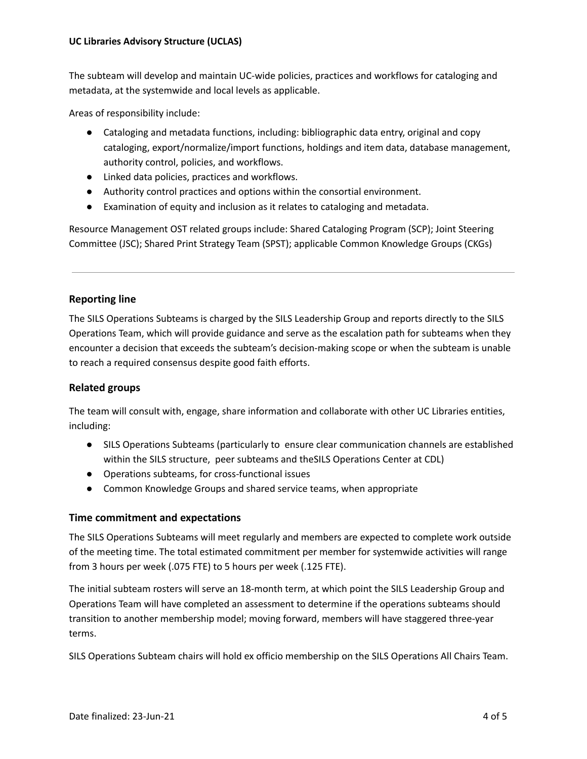The subteam will develop and maintain UC-wide policies, practices and workflows for cataloging and metadata, at the systemwide and local levels as applicable.

Areas of responsibility include:

- Cataloging and metadata functions, including: bibliographic data entry, original and copy cataloging, export/normalize/import functions, holdings and item data, database management, authority control, policies, and workflows.
- Linked data policies, practices and workflows.
- Authority control practices and options within the consortial environment.
- Examination of equity and inclusion as it relates to cataloging and metadata.

Resource Management OST related groups include: Shared Cataloging Program (SCP); Joint Steering Committee (JSC); Shared Print Strategy Team (SPST); applicable Common Knowledge Groups (CKGs)

---

### Reporting line

The SILS Operations Subteams is charged by the SILS Leadership Group and reports directly to the SILS Operations Team, which will provide guidance and serve as the escalation path for subteams when they encounter a decision that exceeds the subteam's decision-making scope or when the subteam is unable to reach a required consensus despite good faith efforts.

### Related groups

The team will consult with, engage, share information and collaborate with other UC Libraries entities, including:

- SILS Operations Subteams (particularly to ensure clear communication channels are established within the SILS structure, peer subteams and theSILS Operations Center at CDL)
- Operations subteams, for cross-functional issues
- Common Knowledge Groups and shared service teams, when appropriate

### Time commitment and expectations

The SILS Operations Subteams will meet regularly and members are expected to complete work outside of the meeting time. The total estimated commitment per member for systemwide activities will range from 3 hours per week (.075 FTE) to 5 hours per week (.125 FTE).

The initial subteam rosters will serve an 18-month term, at which point the SILS Leadership Group and Operations Team will have completed an assessment to determine if the operations subteams should transition to another membership model; moving forward, members will have staggered three-year terms.

SILS Operations Subteam chairs will hold ex officio membership on the SILS Operations All Chairs Team.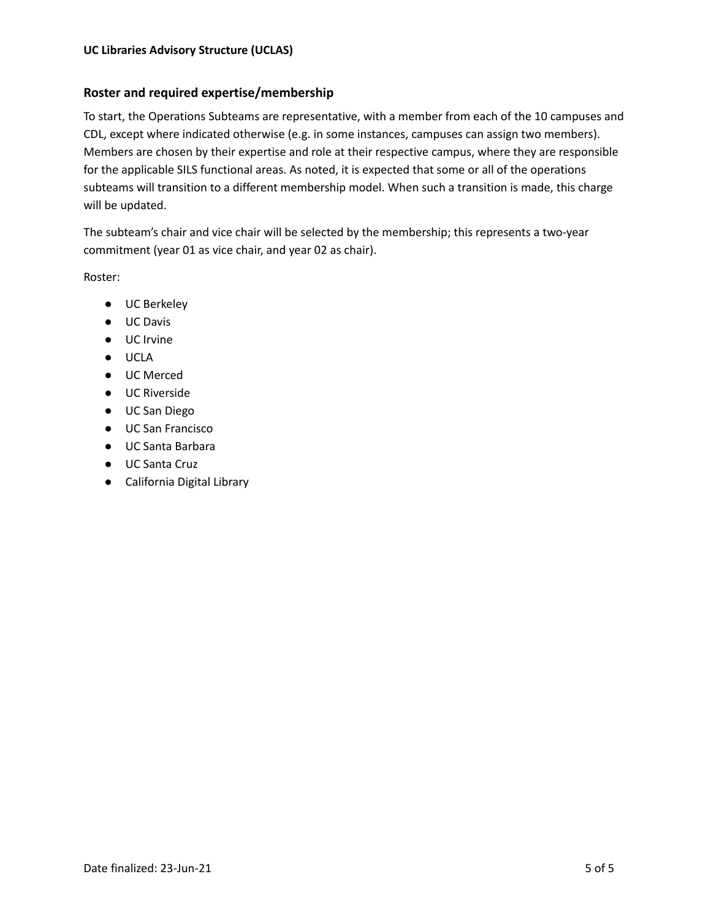## Roster and required expertise/membership

To start, the Operations Subteams are representative, with a member from each of the 10 campuses and CDL, except where indicated otherwise (e.g. in some instances, campuses can assign two members). Members are chosen by their expertise and role at their respective campus, where they are responsible for the applicable SILS functional areas. As noted, it is expected that some or all of the operations subteams will transition to a different membership model. When such a transition is made, this charge will be updated.

The subteam's chair and vice chair will be selected by the membership; this represents a two-year commitment (year 01 as vice chair, and year 02 as chair).

Roster:

- UC Berkeley
- UC Davis
- UC Irvine
- UCLA
- UC Merced
- UC Riverside
- UC San Diego
- UC San Francisco
- UC Santa Barbara
- UC Santa Cruz
- California Digital Library

Date finalized: 23-Jun-21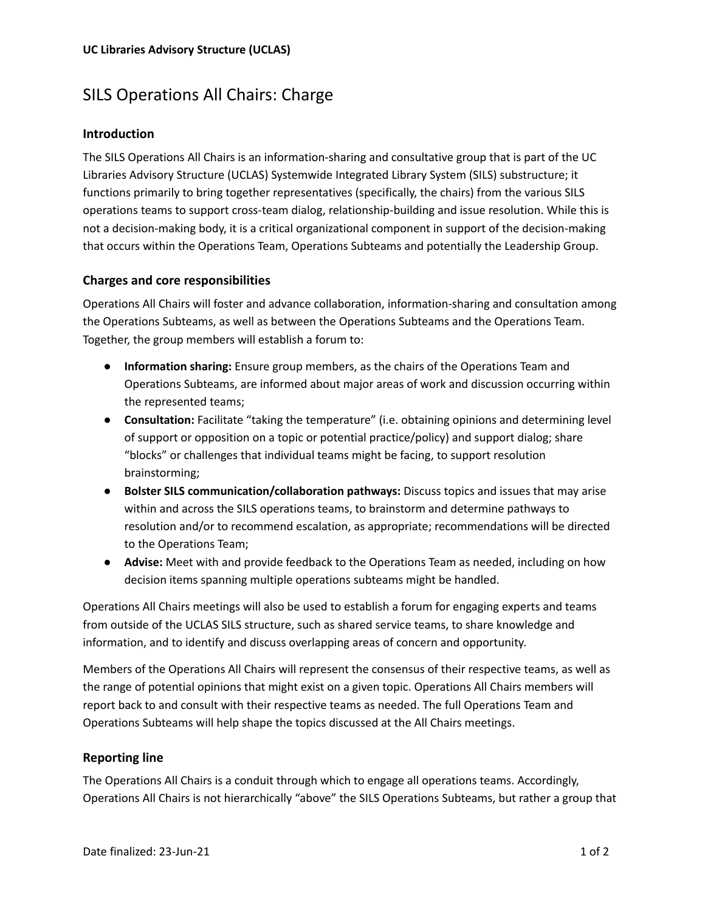**UC Libraries Advisory Structure (UCLAS)**

# SILS Operations All Chairs: Charge

### Introduction

The SILS Operations All Chairs is an information-sharing and consultative group that is part of the UC Libraries Advisory Structure (UCLAS) Systemwide Integrated Library System (SILS) substructure; it functions primarily to bring together representatives (specifically, the chairs) from the various SILS operations teams to support cross-team dialog, relationship-building and issue resolution. While this is not a decision-making body, it is a critical organizational component in support of the decision-making that occurs within the Operations Team, Operations Subteams and potentially the Leadership Group.

### Charges and core responsibilities

Operations All Chairs will foster and advance collaboration, information-sharing and consultation among the Operations Subteams, as well as between the Operations Subteams and the Operations Team. Together, the group members will establish a forum to:

- **Information sharing:** Ensure group members, as the chairs of the Operations Team and Operations Subteams, are informed about major areas of work and discussion occurring within the represented teams;
- **Consultation:** Facilitate "taking the temperature" (i.e. obtaining opinions and determining level of support or opposition on a topic or potential practice/policy) and support dialog; share "blocks" or challenges that individual teams might be facing, to support resolution brainstorming;
- **Bolster SILS communication/collaboration pathways:** Discuss topics and issues that may arise within and across the SILS operations teams, to brainstorm and determine pathways to resolution and/or to recommend escalation, as appropriate; recommendations will be directed to the Operations Team;
- **Advise:** Meet with and provide feedback to the Operations Team as needed, including on how decision items spanning multiple operations subteams might be handled.

Operations All Chairs meetings will also be used to establish a forum for engaging experts and teams from outside of the UCLAS SILS structure, such as shared service teams, to share knowledge and information, and to identify and discuss overlapping areas of concern and opportunity.

Members of the Operations All Chairs will represent the consensus of their respective teams, as well as the range of potential opinions that might exist on a given topic. Operations All Chairs members will report back to and consult with their respective teams as needed. The full Operations Team and Operations Subteams will help shape the topics discussed at the All Chairs meetings.

### Reporting line

The Operations All Chairs is a conduit through which to engage all operations teams. Accordingly, Operations All Chairs is not hierarchically "above" the SILS Operations Subteams, but rather a group that

Date finalized: 23-Jun-21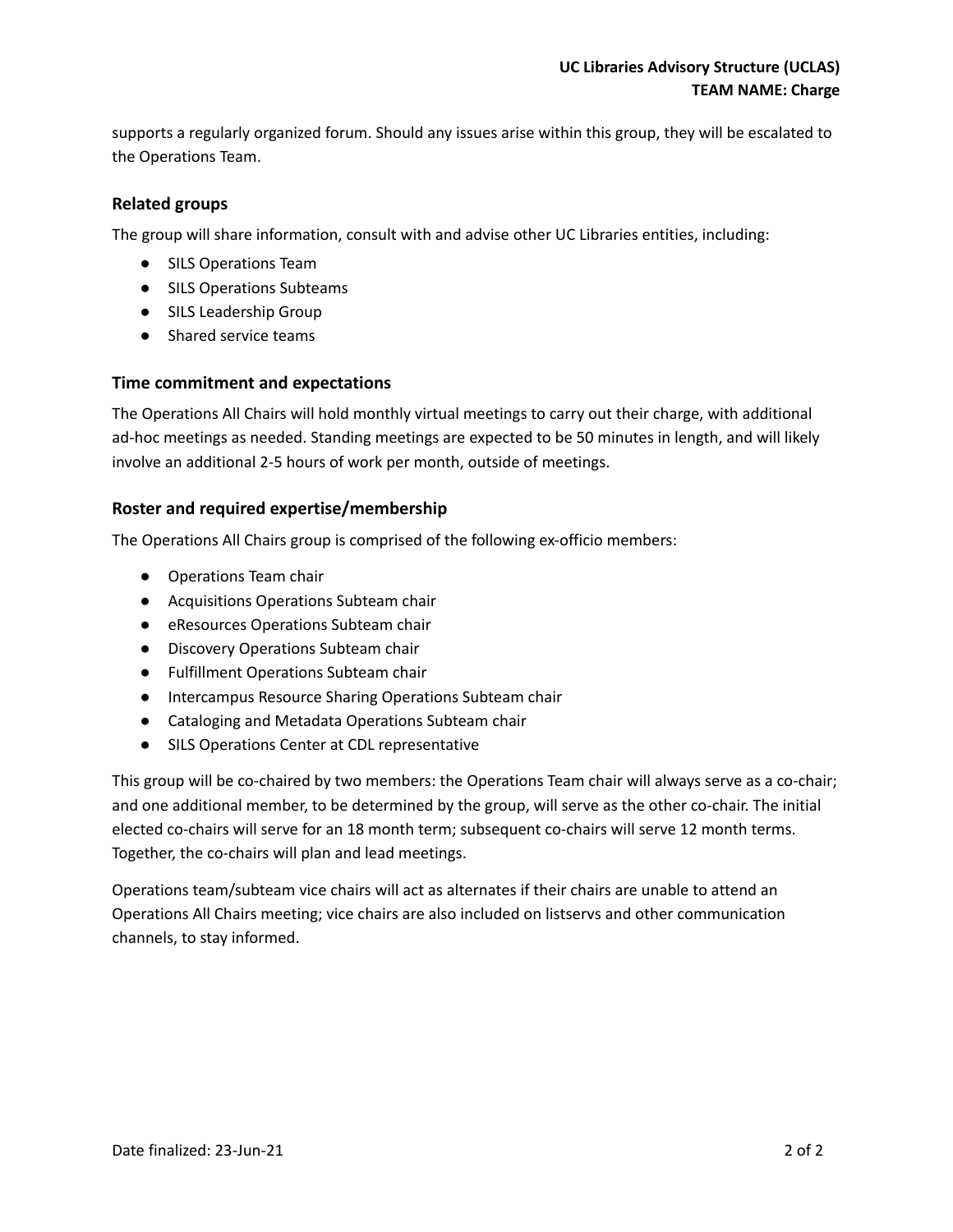supports a regularly organized forum. Should any issues arise within this group, they will be escalated to the Operations Team.

### Related groups

The group will share information, consult with and advise other UC Libraries entities, including:

- SILS Operations Team
- SILS Operations Subteams
- SILS Leadership Group
- Shared service teams

### Time commitment and expectations

The Operations All Chairs will hold monthly virtual meetings to carry out their charge, with additional ad-hoc meetings as needed. Standing meetings are expected to be 50 minutes in length, and will likely involve an additional 2-5 hours of work per month, outside of meetings.

### Roster and required expertise/membership

The Operations All Chairs group is comprised of the following ex-officio members:

- Operations Team chair
- Acquisitions Operations Subteam chair
- eResources Operations Subteam chair
- Discovery Operations Subteam chair
- Fulfillment Operations Subteam chair
- Intercampus Resource Sharing Operations Subteam chair
- Cataloging and Metadata Operations Subteam chair
- SILS Operations Center at CDL representative

This group will be co-chaired by two members: the Operations Team chair will always serve as a co-chair; and one additional member, to be determined by the group, will serve as the other co-chair. The initial elected co-chairs will serve for an 18 month term; subsequent co-chairs will serve 12 month terms. Together, the co-chairs will plan and lead meetings.

Operations team/subteam vice chairs will act as alternates if their chairs are unable to attend an Operations All Chairs meeting; vice chairs are also included on listservs and other communication channels, to stay informed.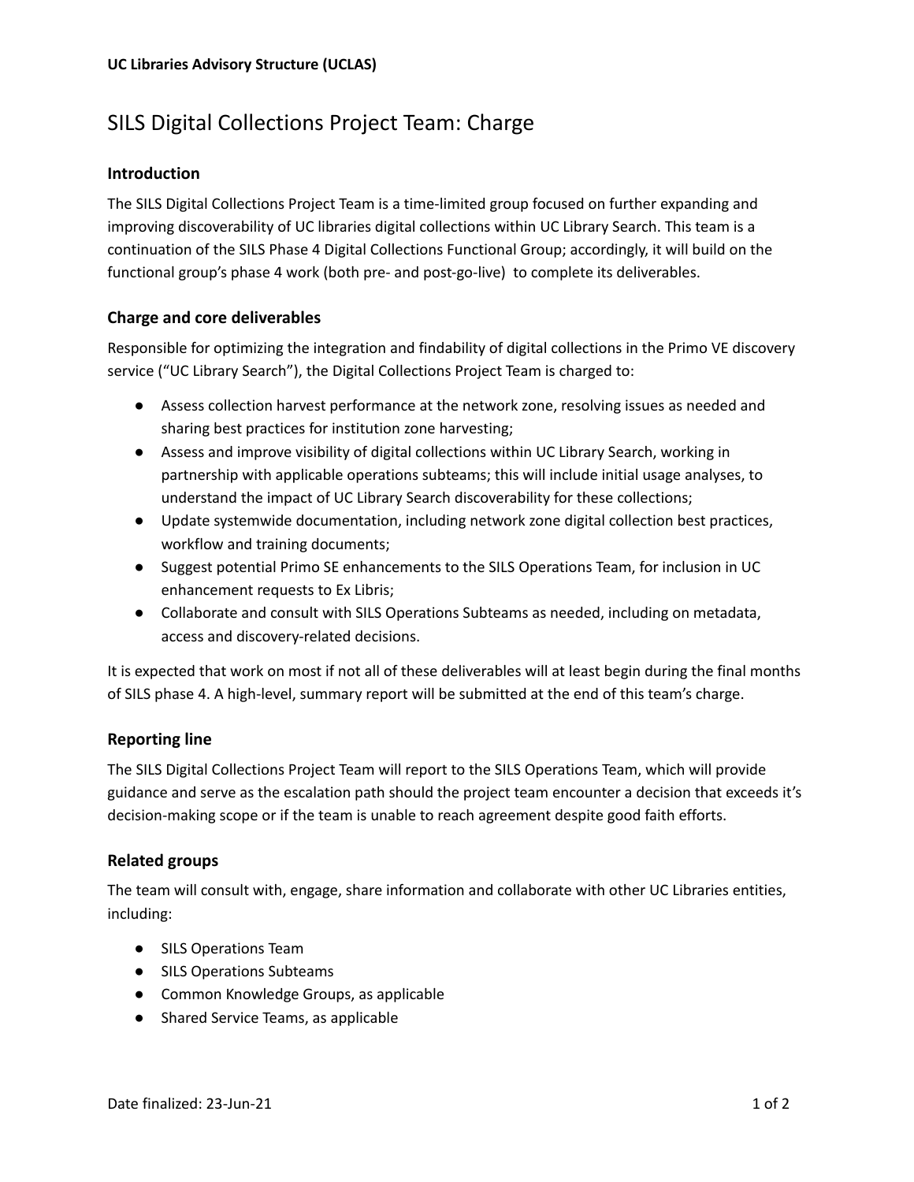**UC Libraries Advisory Structure (UCLAS)**

# SILS Digital Collections Project Team: Charge

### Introduction

The SILS Digital Collections Project Team is a time-limited group focused on further expanding and improving discoverability of UC libraries digital collections within UC Library Search. This team is a continuation of the SILS Phase 4 Digital Collections Functional Group; accordingly, it will build on the functional group's phase 4 work (both pre- and post-go-live) to complete its deliverables.

### Charge and core deliverables

Responsible for optimizing the integration and findability of digital collections in the Primo VE discovery service ("UC Library Search"), the Digital Collections Project Team is charged to:

- Assess collection harvest performance at the network zone, resolving issues as needed and sharing best practices for institution zone harvesting;
- Assess and improve visibility of digital collections within UC Library Search, working in partnership with applicable operations subteams; this will include initial usage analyses, to understand the impact of UC Library Search discoverability for these collections;
- Update systemwide documentation, including network zone digital collection best practices, workflow and training documents;
- Suggest potential Primo SE enhancements to the SILS Operations Team, for inclusion in UC enhancement requests to Ex Libris;
- Collaborate and consult with SILS Operations Subteams as needed, including on metadata, access and discovery-related decisions.

It is expected that work on most if not all of these deliverables will at least begin during the final months of SILS phase 4. A high-level, summary report will be submitted at the end of this team's charge.

### Reporting line

The SILS Digital Collections Project Team will report to the SILS Operations Team, which will provide guidance and serve as the escalation path should the project team encounter a decision that exceeds it's decision-making scope or if the team is unable to reach agreement despite good faith efforts.

### Related groups

The team will consult with, engage, share information and collaborate with other UC Libraries entities, including:

- SILS Operations Team
- SILS Operations Subteams
- Common Knowledge Groups, as applicable
- Shared Service Teams, as applicable

Date finalized: 23-Jun-21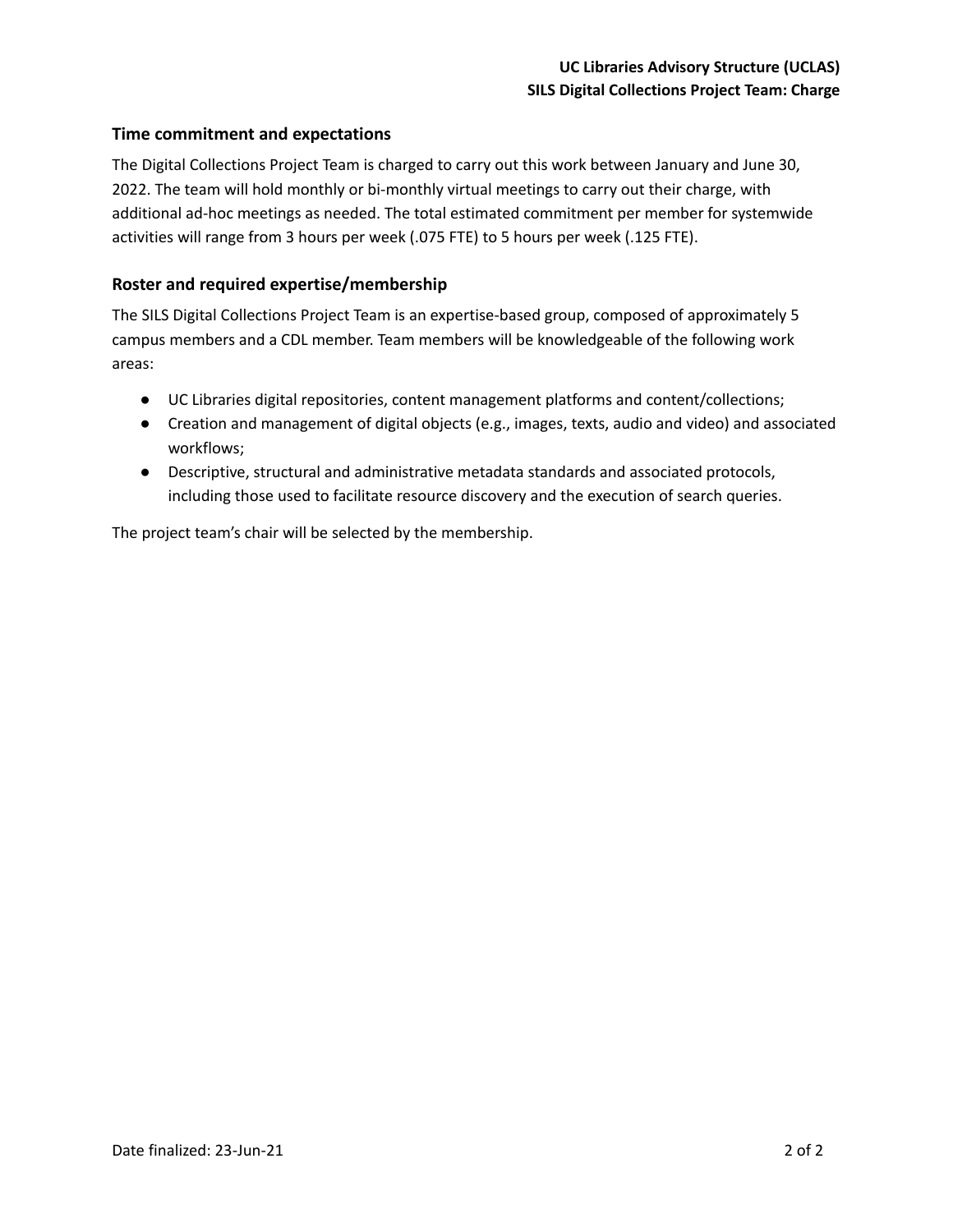### Time commitment and expectations

The Digital Collections Project Team is charged to carry out this work between January and June 30, 2022. The team will hold monthly or bi-monthly virtual meetings to carry out their charge, with additional ad-hoc meetings as needed. The total estimated commitment per member for systemwide activities will range from 3 hours per week (.075 FTE) to 5 hours per week (.125 FTE).

### Roster and required expertise/membership

The SILS Digital Collections Project Team is an expertise-based group, composed of approximately 5 campus members and a CDL member. Team members will be knowledgeable of the following work areas:

- UC Libraries digital repositories, content management platforms and content/collections;
- Creation and management of digital objects (e.g., images, texts, audio and video) and associated workflows;
- Descriptive, structural and administrative metadata standards and associated protocols, including those used to facilitate resource discovery and the execution of search queries.

The project team's chair will be selected by the membership.

Date finalized: 23-Jun-21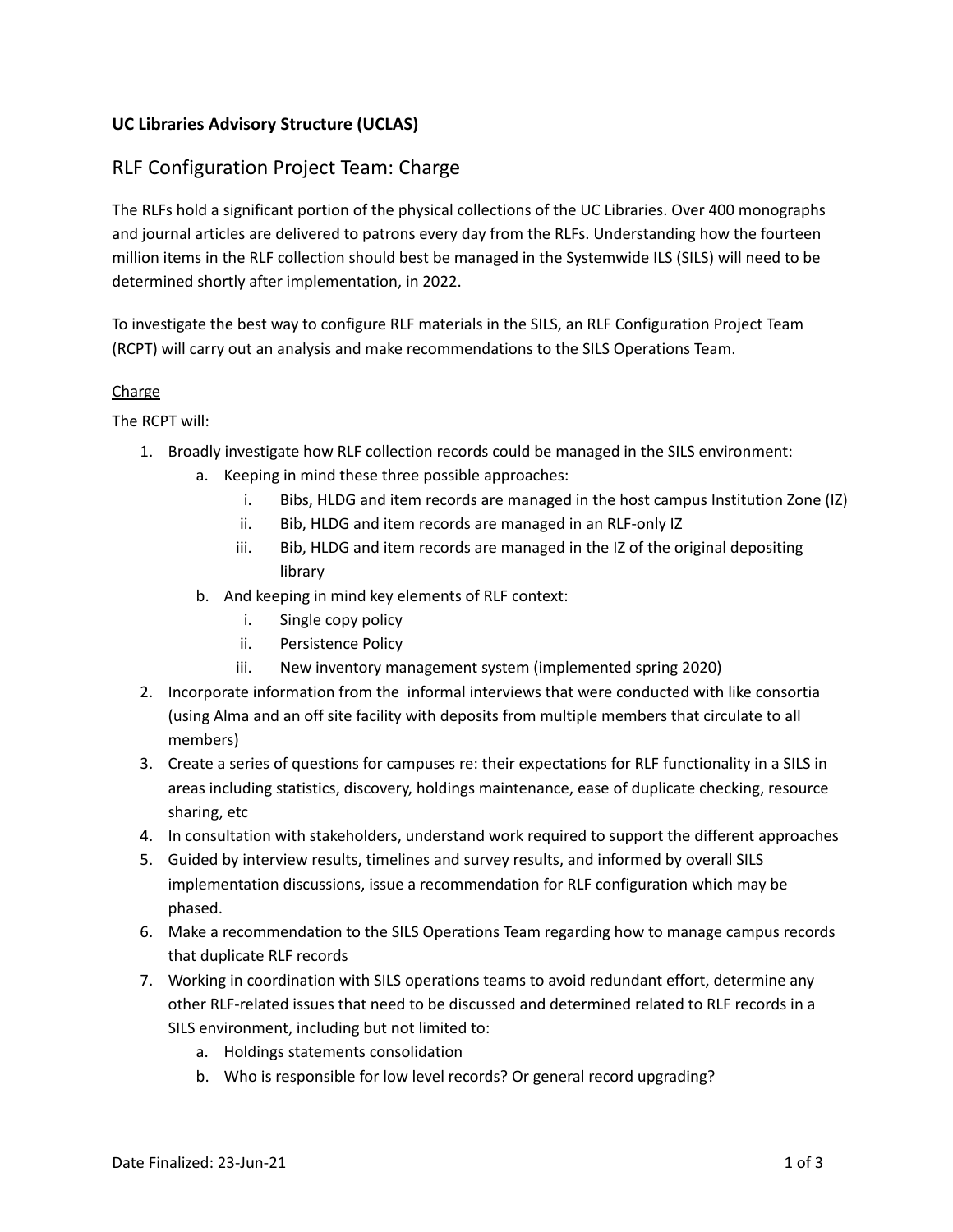**UC Libraries Advisory Structure (UCLAS)**

# RLF Configuration Project Team: Charge

The RLFs hold a significant portion of the physical collections of the UC Libraries. Over 400 monographs and journal articles are delivered to patrons every day from the RLFs. Understanding how the fourteen million items in the RLF collection should best be managed in the Systemwide ILS (SILS) will need to be determined shortly after implementation, in 2022.

To investigate the best way to configure RLF materials in the SILS, an RLF Configuration Project Team (RCPT) will carry out an analysis and make recommendations to the SILS Operations Team.

## Charge

The RCPT will:

1. Broadly investigate how RLF collection records could be managed in the SILS environment:
    a. Keeping in mind these three possible approaches:
        i. Bibs, HLDG and item records are managed in the host campus Institution Zone (IZ)
        ii. Bib, HLDG and item records are managed in an RLF-only IZ
        iii. Bib, HLDG and item records are managed in the IZ of the original depositing library
    b. And keeping in mind key elements of RLF context:
        i. Single copy policy
        ii. Persistence Policy
        iii. New inventory management system (implemented spring 2020)
2. Incorporate information from the informal interviews that were conducted with like consortia (using Alma and an off site facility with deposits from multiple members that circulate to all members)
3. Create a series of questions for campuses re: their expectations for RLF functionality in a SILS in areas including statistics, discovery, holdings maintenance, ease of duplicate checking, resource sharing, etc
4. In consultation with stakeholders, understand work required to support the different approaches
5. Guided by interview results, timelines and survey results, and informed by overall SILS implementation discussions, issue a recommendation for RLF configuration which may be phased.
6. Make a recommendation to the SILS Operations Team regarding how to manage campus records that duplicate RLF records
7. Working in coordination with SILS operations teams to avoid redundant effort, determine any other RLF-related issues that need to be discussed and determined related to RLF records in a SILS environment, including but not limited to:
    a. Holdings statements consolidation
    b. Who is responsible for low level records? Or general record upgrading?

Date Finalized: 23-Jun-21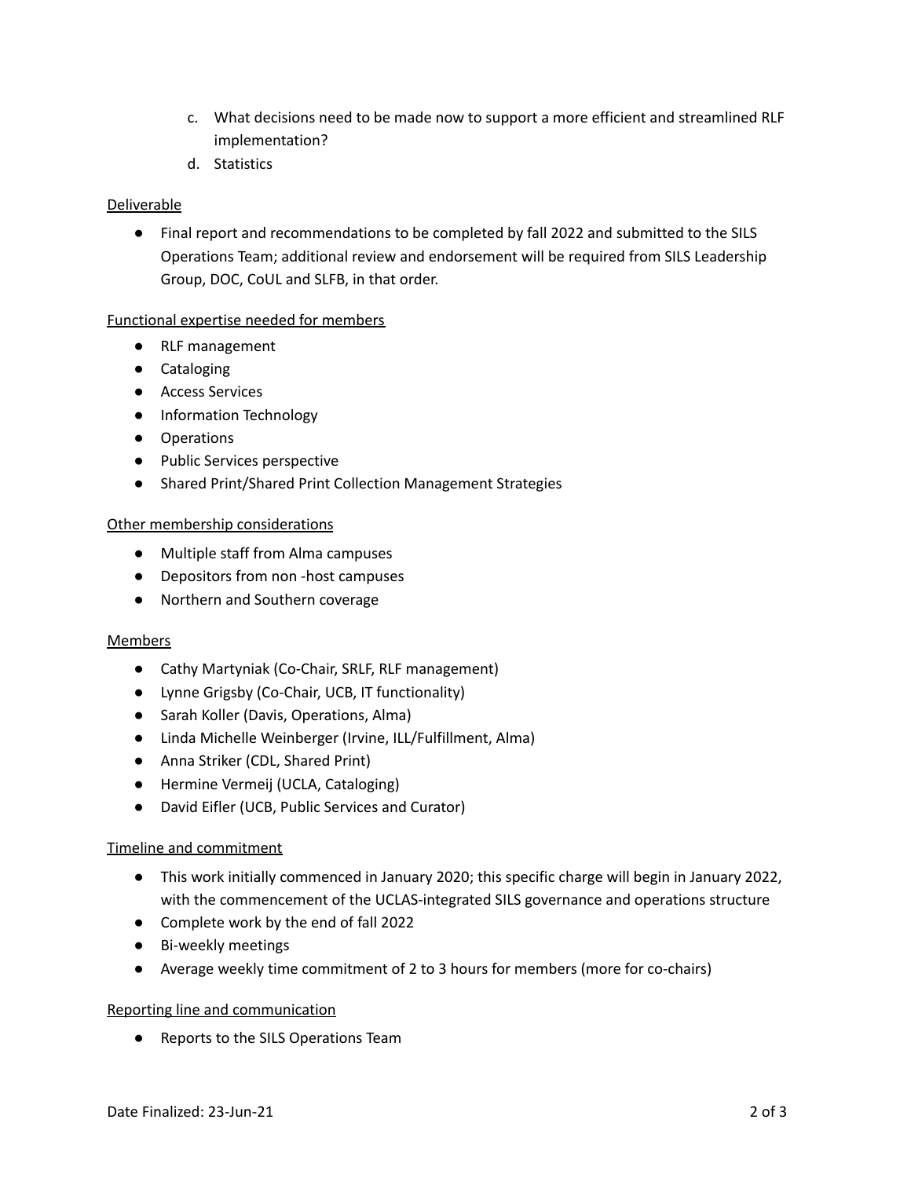c. What decisions need to be made now to support a more efficient and streamlined RLF implementation?
d. Statistics

Deliverable

- Final report and recommendations to be completed by fall 2022 and submitted to the SILS Operations Team; additional review and endorsement will be required from SILS Leadership Group, DOC, CoUL and SLFB, in that order.

Functional expertise needed for members

- RLF management
- Cataloging
- Access Services
- Information Technology
- Operations
- Public Services perspective
- Shared Print/Shared Print Collection Management Strategies

Other membership considerations

- Multiple staff from Alma campuses
- Depositors from non -host campuses
- Northern and Southern coverage

Members

- Cathy Martyniak (Co-Chair, SRLF, RLF management)
- Lynne Grigsby (Co-Chair, UCB, IT functionality)
- Sarah Koller (Davis, Operations, Alma)
- Linda Michelle Weinberger (Irvine, ILL/Fulfillment, Alma)
- Anna Striker (CDL, Shared Print)
- Hermine Vermeij (UCLA, Cataloging)
- David Eifler (UCB, Public Services and Curator)

Timeline and commitment

- This work initially commenced in January 2020; this specific charge will begin in January 2022, with the commencement of the UCLAS-integrated SILS governance and operations structure
- Complete work by the end of fall 2022
- Bi-weekly meetings
- Average weekly time commitment of 2 to 3 hours for members (more for co-chairs)

Reporting line and communication

- Reports to the SILS Operations Team

Date Finalized: 23-Jun-21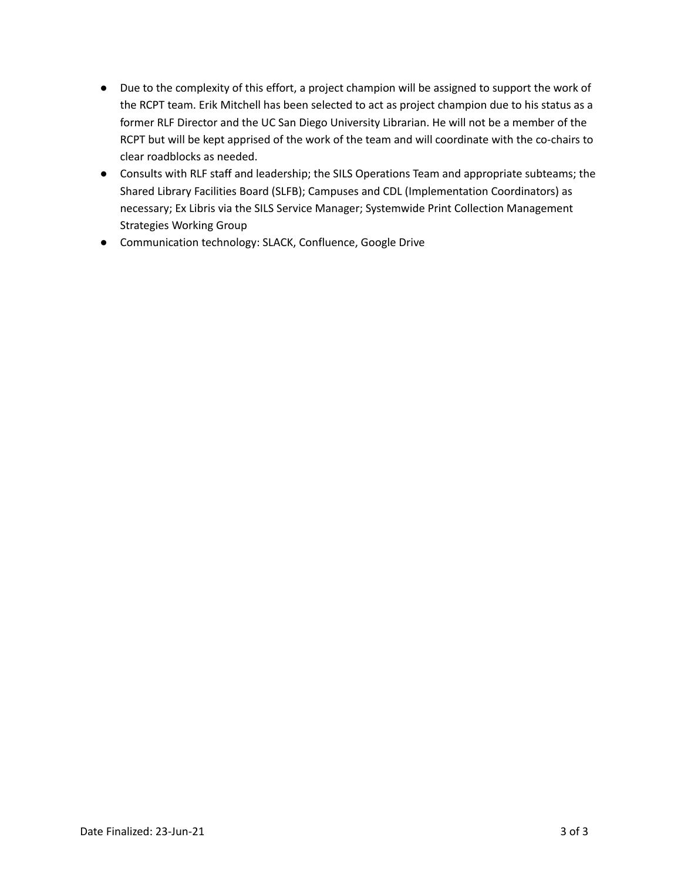- Due to the complexity of this effort, a project champion will be assigned to support the work of the RCPT team. Erik Mitchell has been selected to act as project champion due to his status as a former RLF Director and the UC San Diego University Librarian. He will not be a member of the RCPT but will be kept apprised of the work of the team and will coordinate with the co-chairs to clear roadblocks as needed.
- Consults with RLF staff and leadership; the SILS Operations Team and appropriate subteams; the Shared Library Facilities Board (SLFB); Campuses and CDL (Implementation Coordinators) as necessary; Ex Libris via the SILS Service Manager; Systemwide Print Collection Management Strategies Working Group
- Communication technology: SLACK, Confluence, Google Drive

Date Finalized: 23-Jun-21